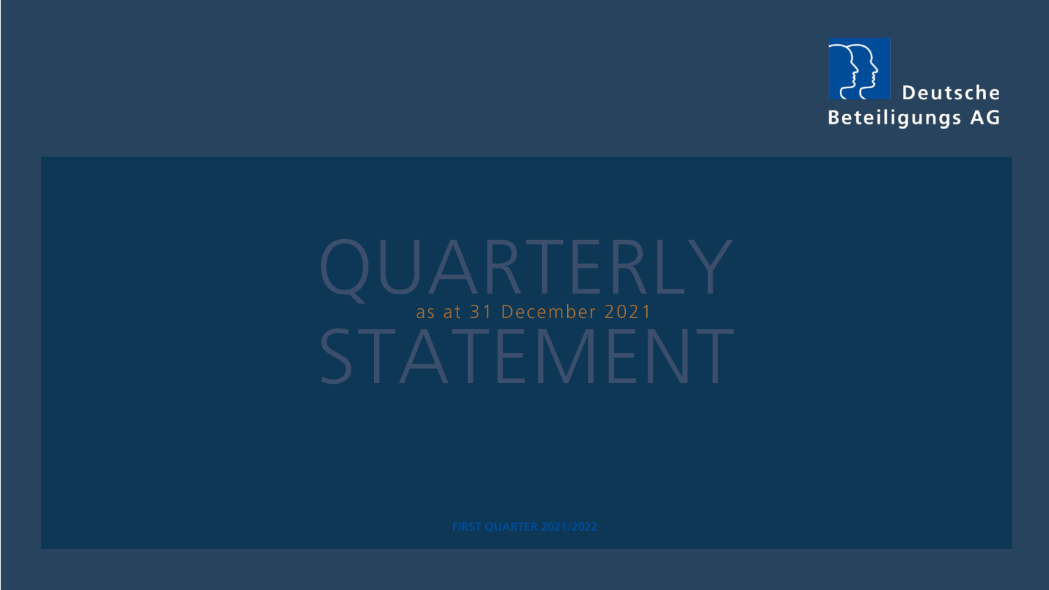Deutsche Beteiligungs AG

# QUARTERLY STATEMENT

as at 31 December 2021

FIRST QUARTER 2021/2022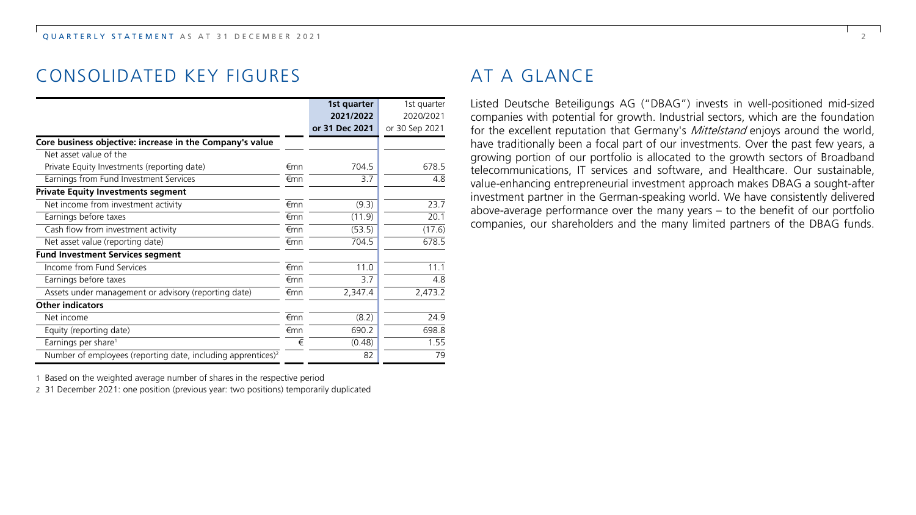## CONSOLIDATED KEY FIGURES

| | | 1st quarter 2021/2022 or 31 Dec 2021 | 1st quarter 2020/2021 or 30 Sep 2021 |
|---|---|---|---|
| **Core business objective: increase in the Company's value** | | | |
| Net asset value of the Private Equity Investments (reporting date) | €mn | 704.5 | 678.5 |
| Earnings from Fund Investment Services | €mn | 3.7 | 4.8 |
| **Private Equity Investments segment** | | | |
| Net income from investment activity | €mn | (9.3) | 23.7 |
| Earnings before taxes | €mn | (11.9) | 20.1 |
| Cash flow from investment activity | €mn | (53.5) | (17.6) |
| Net asset value (reporting date) | €mn | 704.5 | 678.5 |
| **Fund Investment Services segment** | | | |
| Income from Fund Services | €mn | 11.0 | 11.1 |
| Earnings before taxes | €mn | 3.7 | 4.8 |
| Assets under management or advisory (reporting date) | €mn | 2,347.4 | 2,473.2 |
| **Other indicators** | | | |
| Net income | €mn | (8.2) | 24.9 |
| Equity (reporting date) | €mn | 690.2 | 698.8 |
| Earnings per share[1] | € | (0.48) | 1.55 |
| Number of employees (reporting date, including apprentices)[2] | | 82 | 79 |

1 Based on the weighted average number of shares in the respective period

2 31 December 2021: one position (previous year: two positions) temporarily duplicated

## AT A GLANCE

Listed Deutsche Beteiligungs AG ("DBAG") invests in well-positioned mid-sized companies with potential for growth. Industrial sectors, which are the foundation for the excellent reputation that Germany's *Mittelstand* enjoys around the world, have traditionally been a focal part of our investments. Over the past few years, a growing portion of our portfolio is allocated to the growth sectors of Broadband telecommunications, IT services and software, and Healthcare. Our sustainable, value-enhancing entrepreneurial investment approach makes DBAG a sought-after investment partner in the German-speaking world. We have consistently delivered above-average performance over the many years – to the benefit of our portfolio companies, our shareholders and the many limited partners of the DBAG funds.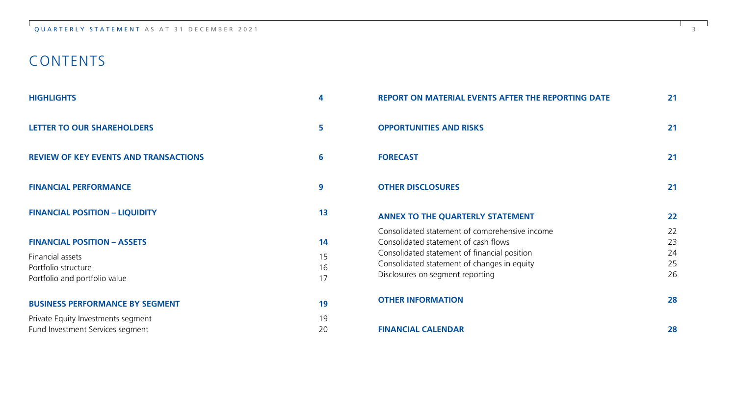# CONTENTS

| | |
|---|---|
| **HIGHLIGHTS** | **4** |
| **LETTER TO OUR SHAREHOLDERS** | **5** |
| **REVIEW OF KEY EVENTS AND TRANSACTIONS** | **6** |
| **FINANCIAL PERFORMANCE** | **9** |
| **FINANCIAL POSITION – LIQUIDITY** | **13** |
| **FINANCIAL POSITION – ASSETS** | **14** |
| Financial assets | 15 |
| Portfolio structure | 16 |
| Portfolio and portfolio value | 17 |
| **BUSINESS PERFORMANCE BY SEGMENT** | **19** |
| Private Equity Investments segment | 19 |
| Fund Investment Services segment | 20 |
| **REPORT ON MATERIAL EVENTS AFTER THE REPORTING DATE** | **21** |
| **OPPORTUNITIES AND RISKS** | **21** |
| **FORECAST** | **21** |
| **OTHER DISCLOSURES** | **21** |
| **ANNEX TO THE QUARTERLY STATEMENT** | **22** |
| Consolidated statement of comprehensive income | 22 |
| Consolidated statement of cash flows | 23 |
| Consolidated statement of financial position | 24 |
| Consolidated statement of changes in equity | 25 |
| Disclosures on segment reporting | 26 |
| **OTHER INFORMATION** | **28** |
| **FINANCIAL CALENDAR** | **28** |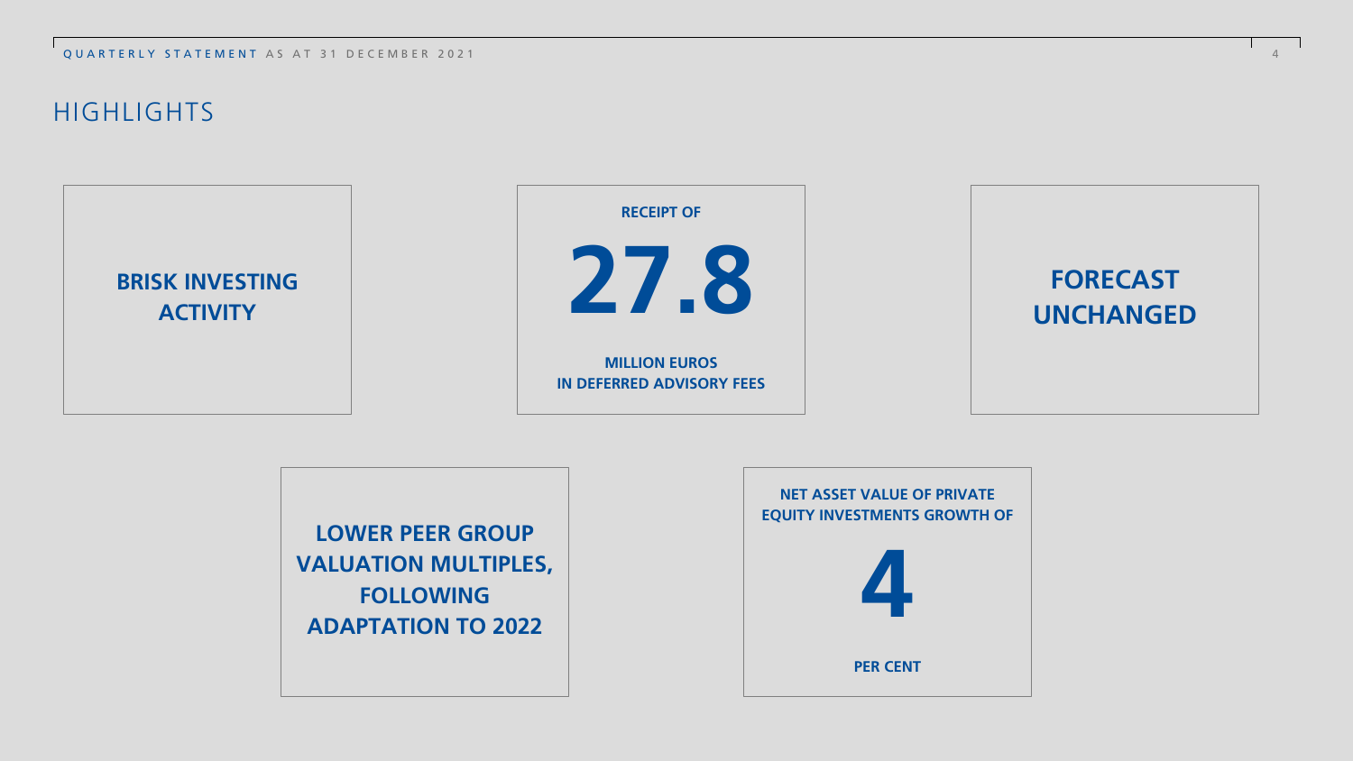# HIGHLIGHTS

**BRISK INVESTING ACTIVITY**

**RECEIPT OF**

**27.8**

**MILLION EUROS IN DEFERRED ADVISORY FEES**

**FORECAST UNCHANGED**

**LOWER PEER GROUP VALUATION MULTIPLES, FOLLOWING ADAPTATION TO 2022**

**NET ASSET VALUE OF PRIVATE EQUITY INVESTMENTS GROWTH OF**

**4**

**PER CENT**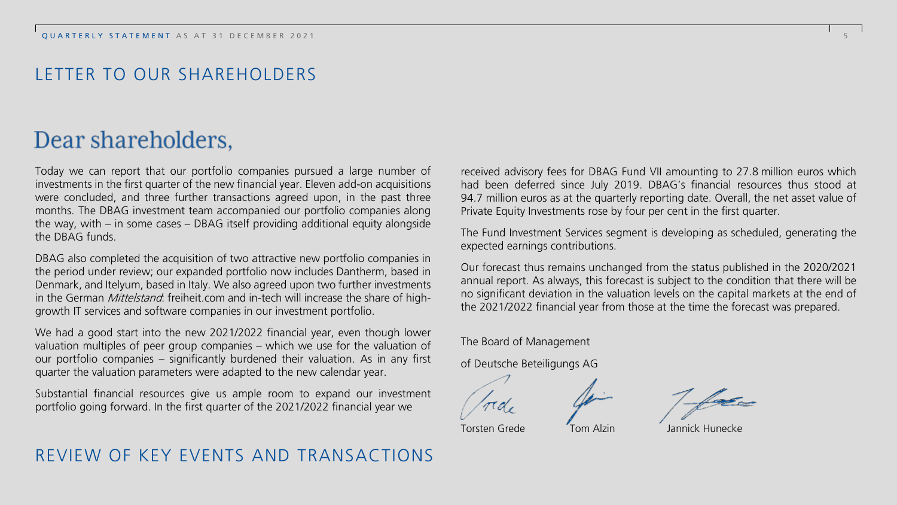## LETTER TO OUR SHAREHOLDERS

# Dear shareholders,

Today we can report that our portfolio companies pursued a large number of investments in the first quarter of the new financial year. Eleven add-on acquisitions were concluded, and three further transactions agreed upon, in the past three months. The DBAG investment team accompanied our portfolio companies along the way, with – in some cases – DBAG itself providing additional equity alongside the DBAG funds.

DBAG also completed the acquisition of two attractive new portfolio companies in the period under review; our expanded portfolio now includes Dantherm, based in Denmark, and Itelyum, based in Italy. We also agreed upon two further investments in the German *Mittelstand*: freiheit.com and in-tech will increase the share of high-growth IT services and software companies in our investment portfolio.

We had a good start into the new 2021/2022 financial year, even though lower valuation multiples of peer group companies – which we use for the valuation of our portfolio companies – significantly burdened their valuation. As in any first quarter the valuation parameters were adapted to the new calendar year.

Substantial financial resources give us ample room to expand our investment portfolio going forward. In the first quarter of the 2021/2022 financial year we received advisory fees for DBAG Fund VII amounting to 27.8 million euros which had been deferred since July 2019. DBAG's financial resources thus stood at 94.7 million euros as at the quarterly reporting date. Overall, the net asset value of Private Equity Investments rose by four per cent in the first quarter.

The Fund Investment Services segment is developing as scheduled, generating the expected earnings contributions.

Our forecast thus remains unchanged from the status published in the 2020/2021 annual report. As always, this forecast is subject to the condition that there will be no significant deviation in the valuation levels on the capital markets at the end of the 2021/2022 financial year from those at the time the forecast was prepared.

The Board of Management

of Deutsche Beteiligungs AG

Torsten Grede    Tom Alzin    Jannick Hunecke

## REVIEW OF KEY EVENTS AND TRANSACTIONS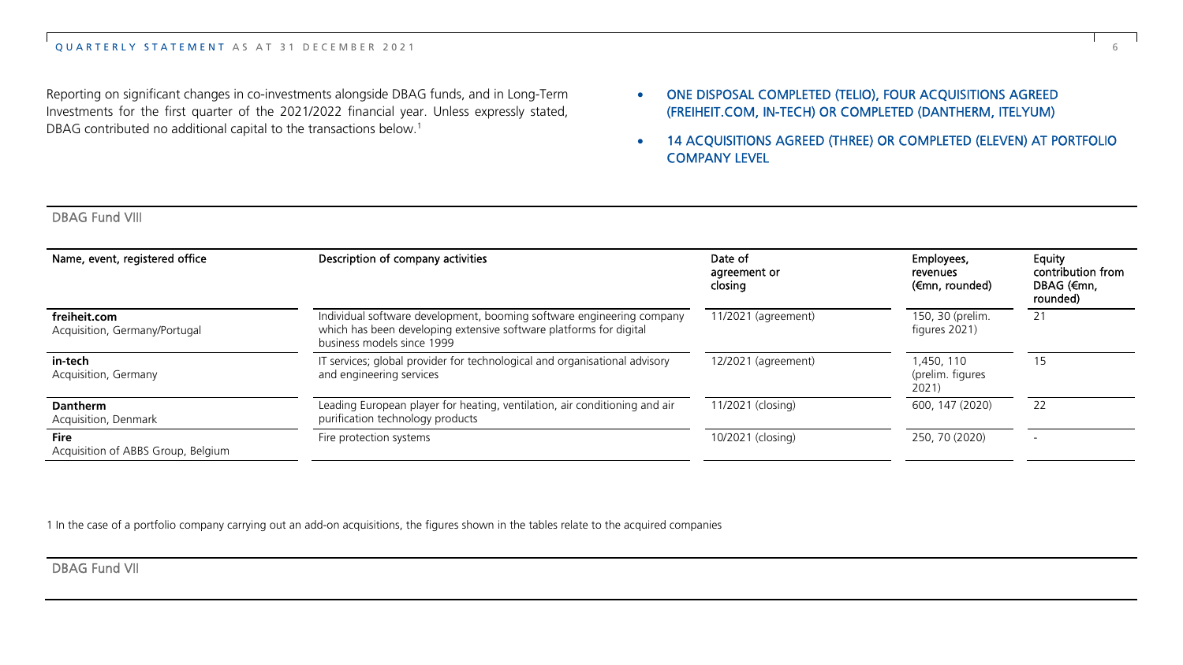Reporting on significant changes in co-investments alongside DBAG funds, and in Long-Term Investments for the first quarter of the 2021/2022 financial year. Unless expressly stated, DBAG contributed no additional capital to the transactions below.[1]

- ONE DISPOSAL COMPLETED (TELIO), FOUR ACQUISITIONS AGREED (FREIHEIT.COM, IN-TECH) OR COMPLETED (DANTHERM, ITELYUM)
- 14 ACQUISITIONS AGREED (THREE) OR COMPLETED (ELEVEN) AT PORTFOLIO COMPANY LEVEL

## DBAG Fund VIII

| Name, event, registered office | Description of company activities | Date of agreement or closing | Employees, revenues (€mn, rounded) | Equity contribution from DBAG (€mn, rounded) |
|---|---|---|---|---|
| **freiheit.com**<br>Acquisition, Germany/Portugal | Individual software development, booming software engineering company which has been developing extensive software platforms for digital business models since 1999 | 11/2021 (agreement) | 150, 30 (prelim. figures 2021) | 21 |
| **in-tech**<br>Acquisition, Germany | IT services; global provider for technological and organisational advisory and engineering services | 12/2021 (agreement) | 1,450, 110 (prelim. figures 2021) | 15 |
| **Dantherm**<br>Acquisition, Denmark | Leading European player for heating, ventilation, air conditioning and air purification technology products | 11/2021 (closing) | 600, 147 (2020) | 22 |
| **Fire**<br>Acquisition of ABBS Group, Belgium | Fire protection systems | 10/2021 (closing) | 250, 70 (2020) | - |

1 In the case of a portfolio company carrying out an add-on acquisitions, the figures shown in the tables relate to the acquired companies

## DBAG Fund VII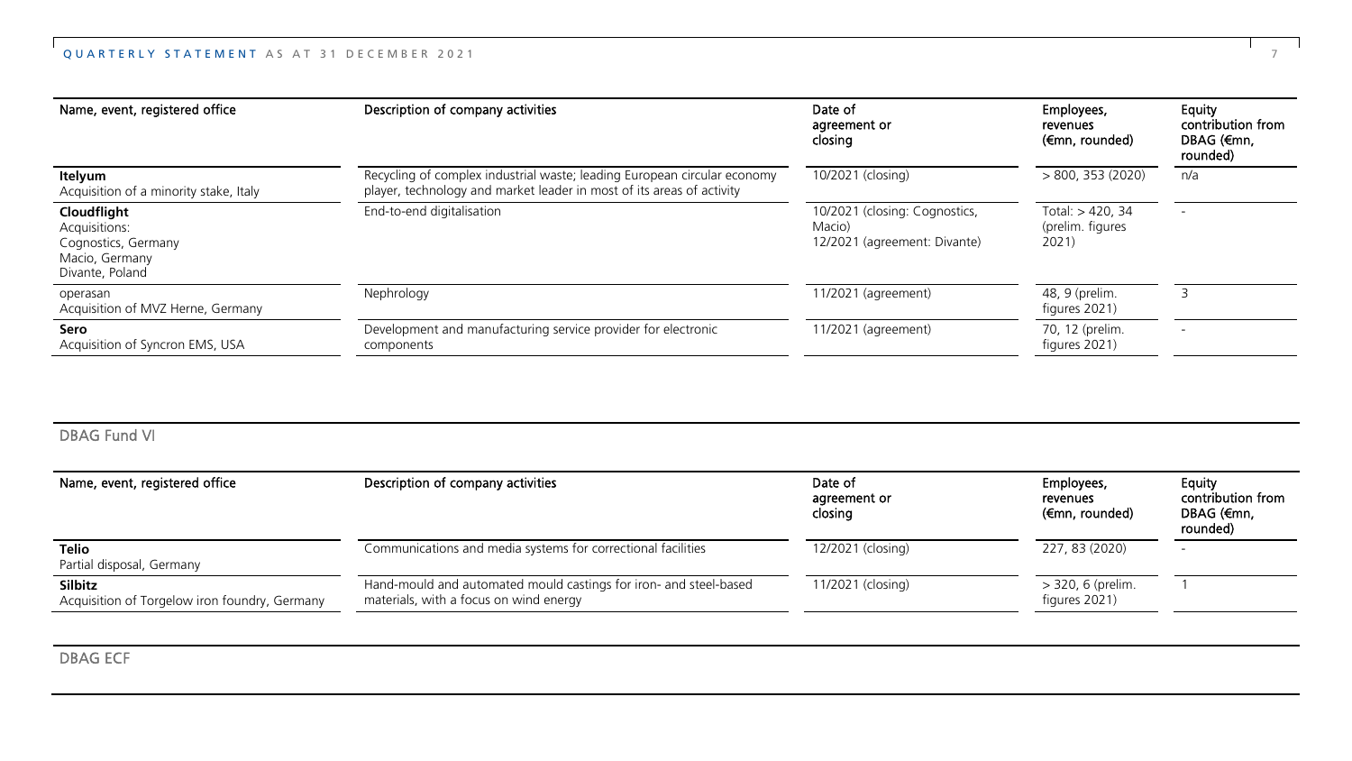| Name, event, registered office | Description of company activities | Date of agreement or closing | Employees, revenues (€mn, rounded) | Equity contribution from DBAG (€mn, rounded) |
|---|---|---|---|---|
| **Itelyum**<br>Acquisition of a minority stake, Italy | Recycling of complex industrial waste; leading European circular economy player, technology and market leader in most of its areas of activity | 10/2021 (closing) | > 800, 353 (2020) | n/a |
| **Cloudflight**<br>Acquisitions:<br>Cognostics, Germany<br>Macio, Germany<br>Divante, Poland | End-to-end digitalisation | 10/2021 (closing: Cognostics, Macio)<br>12/2021 (agreement: Divante) | Total: > 420, 34 (prelim. figures 2021) | - |
| operasan<br>Acquisition of MVZ Herne, Germany | Nephrology | 11/2021 (agreement) | 48, 9 (prelim. figures 2021) | 3 |
| **Sero**<br>Acquisition of Syncron EMS, USA | Development and manufacturing service provider for electronic components | 11/2021 (agreement) | 70, 12 (prelim. figures 2021) | - |

## DBAG Fund VI

| Name, event, registered office | Description of company activities | Date of agreement or closing | Employees, revenues (€mn, rounded) | Equity contribution from DBAG (€mn, rounded) |
|---|---|---|---|---|
| **Telio**<br>Partial disposal, Germany | Communications and media systems for correctional facilities | 12/2021 (closing) | 227, 83 (2020) | - |
| **Silbitz**<br>Acquisition of Torgelow iron foundry, Germany | Hand-mould and automated mould castings for iron- and steel-based materials, with a focus on wind energy | 11/2021 (closing) | > 320, 6 (prelim. figures 2021) | 1 |

## DBAG ECF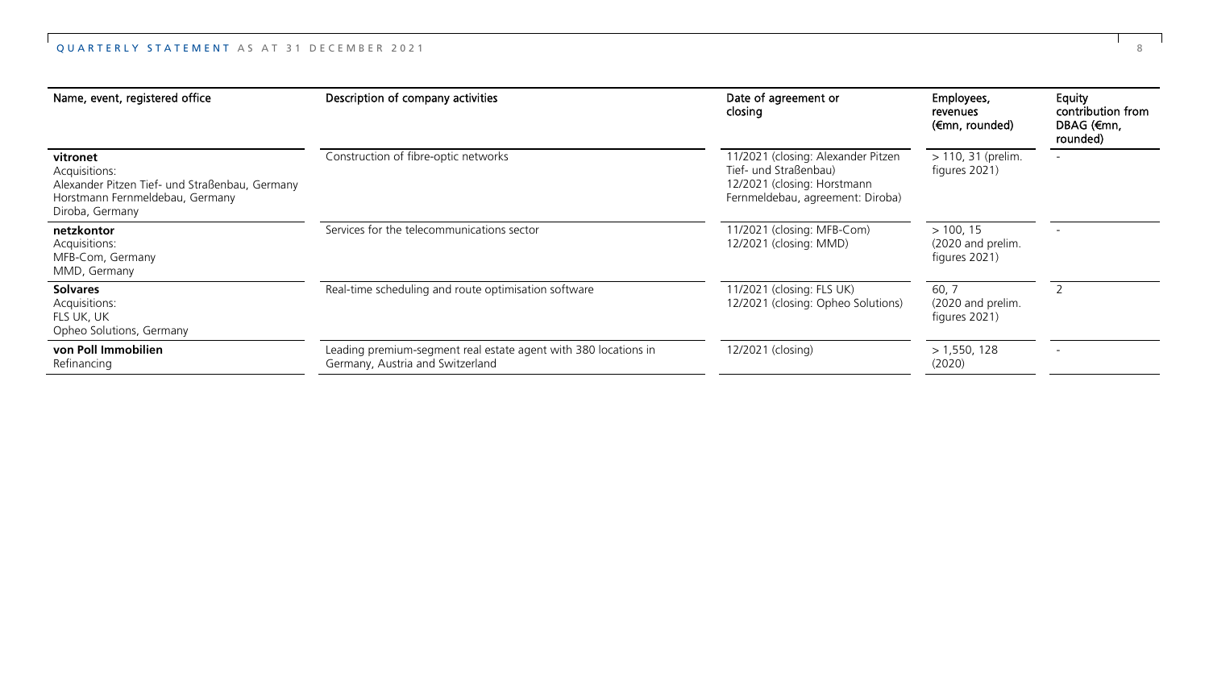| Name, event, registered office | Description of company activities | Date of agreement or closing | Employees, revenues (€mn, rounded) | Equity contribution from DBAG (€mn, rounded) |
|---|---|---|---|---|
| **vitronet**<br>Acquisitions:<br>Alexander Pitzen Tief- und Straßenbau, Germany<br>Horstmann Fernmeldebau, Germany<br>Diroba, Germany | Construction of fibre-optic networks | 11/2021 (closing: Alexander Pitzen Tief- und Straßenbau)<br>12/2021 (closing: Horstmann Fernmeldebau, agreement: Diroba) | > 110, 31 (prelim. figures 2021) | - |
| **netzkontor**<br>Acquisitions:<br>MFB-Com, Germany<br>MMD, Germany | Services for the telecommunications sector | 11/2021 (closing: MFB-Com)<br>12/2021 (closing: MMD) | > 100, 15 (2020 and prelim. figures 2021) | - |
| **Solvares**<br>Acquisitions:<br>FLS UK, UK<br>Opheo Solutions, Germany | Real-time scheduling and route optimisation software | 11/2021 (closing: FLS UK)<br>12/2021 (closing: Opheo Solutions) | 60, 7 (2020 and prelim. figures 2021) | 2 |
| **von Poll Immobilien**<br>Refinancing | Leading premium-segment real estate agent with 380 locations in Germany, Austria and Switzerland | 12/2021 (closing) | > 1,550, 128 (2020) | - |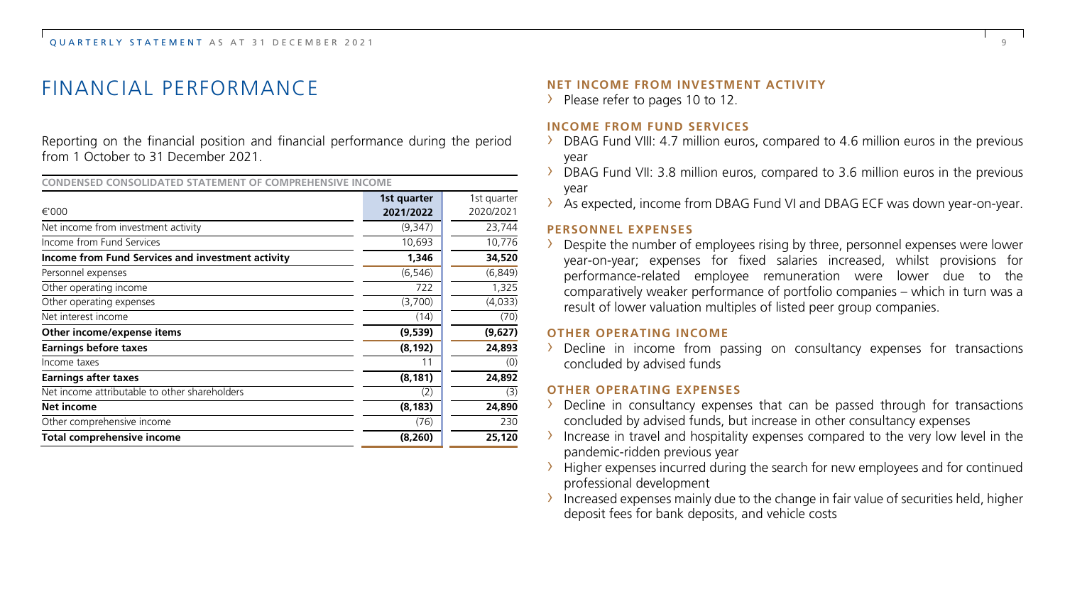# FINANCIAL PERFORMANCE

Reporting on the financial position and financial performance during the period from 1 October to 31 December 2021.

**CONDENSED CONSOLIDATED STATEMENT OF COMPREHENSIVE INCOME**

| €'000 | 1st quarter 2021/2022 | 1st quarter 2020/2021 |
|---|---|---|
| Net income from investment activity | (9,347) | 23,744 |
| Income from Fund Services | 10,693 | 10,776 |
| **Income from Fund Services and investment activity** | **1,346** | **34,520** |
| Personnel expenses | (6,546) | (6,849) |
| Other operating income | 722 | 1,325 |
| Other operating expenses | (3,700) | (4,033) |
| Net interest income | (14) | (70) |
| **Other income/expense items** | **(9,539)** | **(9,627)** |
| **Earnings before taxes** | **(8,192)** | **24,893** |
| Income taxes | 11 | (0) |
| **Earnings after taxes** | **(8,181)** | **24,892** |
| Net income attributable to other shareholders | (2) | (3) |
| **Net income** | **(8,183)** | **24,890** |
| Other comprehensive income | (76) | 230 |
| **Total comprehensive income** | **(8,260)** | **25,120** |

## NET INCOME FROM INVESTMENT ACTIVITY

- Please refer to pages 10 to 12.

## INCOME FROM FUND SERVICES

- DBAG Fund VIII: 4.7 million euros, compared to 4.6 million euros in the previous year
- DBAG Fund VII: 3.8 million euros, compared to 3.6 million euros in the previous year
- As expected, income from DBAG Fund VI and DBAG ECF was down year-on-year.

## PERSONNEL EXPENSES

- Despite the number of employees rising by three, personnel expenses were lower year-on-year; expenses for fixed salaries increased, whilst provisions for performance-related employee remuneration were lower due to the comparatively weaker performance of portfolio companies – which in turn was a result of lower valuation multiples of listed peer group companies.

## OTHER OPERATING INCOME

- Decline in income from passing on consultancy expenses for transactions concluded by advised funds

## OTHER OPERATING EXPENSES

- Decline in consultancy expenses that can be passed through for transactions concluded by advised funds, but increase in other consultancy expenses
- Increase in travel and hospitality expenses compared to the very low level in the pandemic-ridden previous year
- Higher expenses incurred during the search for new employees and for continued professional development
- Increased expenses mainly due to the change in fair value of securities held, higher deposit fees for bank deposits, and vehicle costs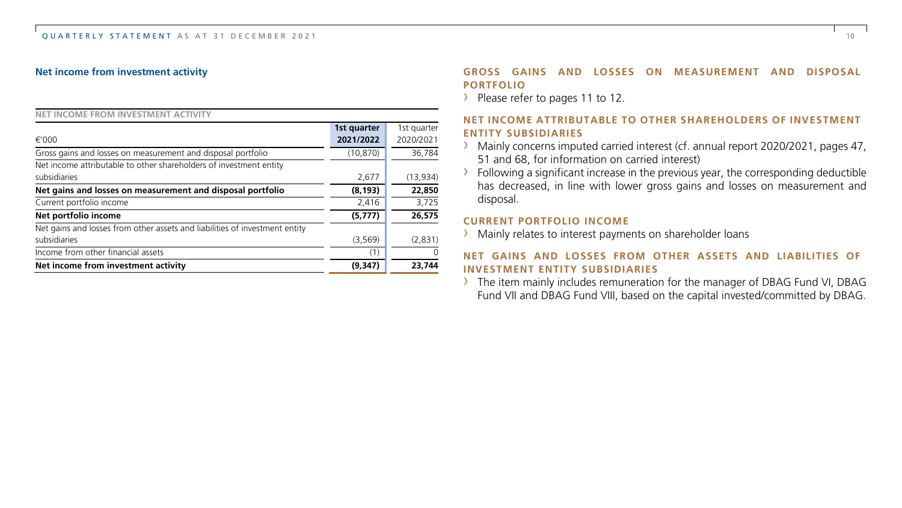## Net income from investment activity

**NET INCOME FROM INVESTMENT ACTIVITY**

| €'000 | 1st quarter 2021/2022 | 1st quarter 2020/2021 |
|---|---|---|
| Gross gains and losses on measurement and disposal portfolio | (10,870) | 36,784 |
| Net income attributable to other shareholders of investment entity subsidiaries | 2,677 | (13,934) |
| **Net gains and losses on measurement and disposal portfolio** | **(8,193)** | **22,850** |
| Current portfolio income | 2,416 | 3,725 |
| **Net portfolio income** | **(5,777)** | **26,575** |
| Net gains and losses from other assets and liabilities of investment entity subsidiaries | (3,569) | (2,831) |
| Income from other financial assets | (1) | 0 |
| **Net income from investment activity** | **(9,347)** | **23,744** |

### GROSS GAINS AND LOSSES ON MEASUREMENT AND DISPOSAL PORTFOLIO

- Please refer to pages 11 to 12.

### NET INCOME ATTRIBUTABLE TO OTHER SHAREHOLDERS OF INVESTMENT ENTITY SUBSIDIARIES

- Mainly concerns imputed carried interest (cf. annual report 2020/2021, pages 47, 51 and 68, for information on carried interest)
- Following a significant increase in the previous year, the corresponding deductible has decreased, in line with lower gross gains and losses on measurement and disposal.

### CURRENT PORTFOLIO INCOME

- Mainly relates to interest payments on shareholder loans

### NET GAINS AND LOSSES FROM OTHER ASSETS AND LIABILITIES OF INVESTMENT ENTITY SUBSIDIARIES

- The item mainly includes remuneration for the manager of DBAG Fund VI, DBAG Fund VII and DBAG Fund VIII, based on the capital invested/committed by DBAG.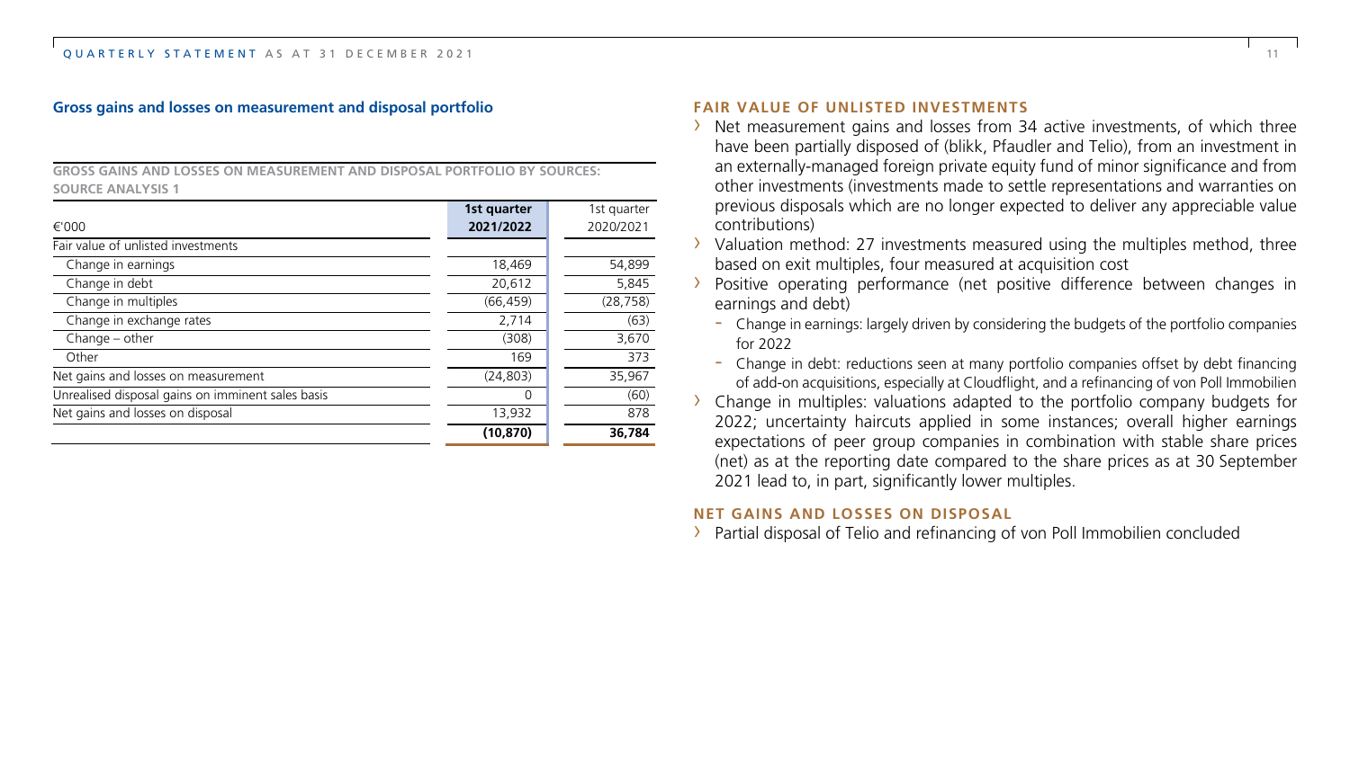## Gross gains and losses on measurement and disposal portfolio

**GROSS GAINS AND LOSSES ON MEASUREMENT AND DISPOSAL PORTFOLIO BY SOURCES: SOURCE ANALYSIS 1**

| €'000 | **1st quarter 2021/2022** | 1st quarter 2020/2021 |
|---|---|---|
| Fair value of unlisted investments | | |
| Change in earnings | 18,469 | 54,899 |
| Change in debt | 20,612 | 5,845 |
| Change in multiples | (66,459) | (28,758) |
| Change in exchange rates | 2,714 | (63) |
| Change – other | (308) | 3,670 |
| Other | 169 | 373 |
| Net gains and losses on measurement | (24,803) | 35,967 |
| Unrealised disposal gains on imminent sales basis | 0 | (60) |
| Net gains and losses on disposal | 13,932 | 878 |
| | **(10,870)** | **36,784** |

### FAIR VALUE OF UNLISTED INVESTMENTS

- Net measurement gains and losses from 34 active investments, of which three have been partially disposed of (blikk, Pfaudler and Telio), from an investment in an externally-managed foreign private equity fund of minor significance and from other investments (investments made to settle representations and warranties on previous disposals which are no longer expected to deliver any appreciable value contributions)
- Valuation method: 27 investments measured using the multiples method, three based on exit multiples, four measured at acquisition cost
- Positive operating performance (net positive difference between changes in earnings and debt)
  - Change in earnings: largely driven by considering the budgets of the portfolio companies for 2022
  - Change in debt: reductions seen at many portfolio companies offset by debt financing of add-on acquisitions, especially at Cloudflight, and a refinancing of von Poll Immobilien
- Change in multiples: valuations adapted to the portfolio company budgets for 2022; uncertainty haircuts applied in some instances; overall higher earnings expectations of peer group companies in combination with stable share prices (net) as at the reporting date compared to the share prices as at 30 September 2021 lead to, in part, significantly lower multiples.

### NET GAINS AND LOSSES ON DISPOSAL

- Partial disposal of Telio and refinancing of von Poll Immobilien concluded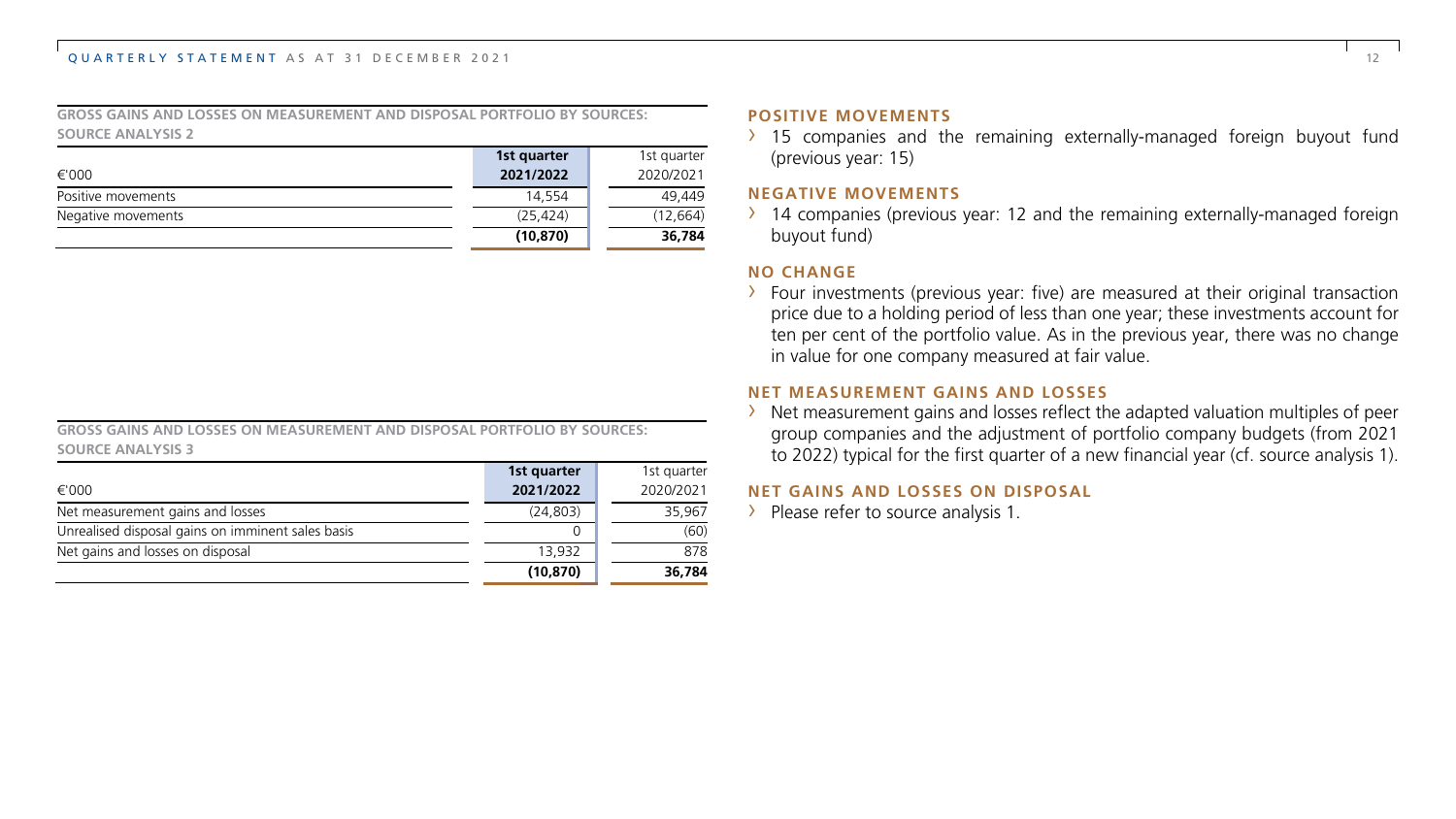**GROSS GAINS AND LOSSES ON MEASUREMENT AND DISPOSAL PORTFOLIO BY SOURCES: SOURCE ANALYSIS 2**

| €'000 | 1st quarter 2021/2022 | 1st quarter 2020/2021 |
|---|---|---|
| Positive movements | 14,554 | 49,449 |
| Negative movements | (25,424) | (12,664) |
| | **(10,870)** | **36,784** |

**GROSS GAINS AND LOSSES ON MEASUREMENT AND DISPOSAL PORTFOLIO BY SOURCES: SOURCE ANALYSIS 3**

| €'000 | 1st quarter 2021/2022 | 1st quarter 2020/2021 |
|---|---|---|
| Net measurement gains and losses | (24,803) | 35,967 |
| Unrealised disposal gains on imminent sales basis | 0 | (60) |
| Net gains and losses on disposal | 13,932 | 878 |
| | **(10,870)** | **36,784** |

### POSITIVE MOVEMENTS

- 15 companies and the remaining externally-managed foreign buyout fund (previous year: 15)

### NEGATIVE MOVEMENTS

- 14 companies (previous year: 12 and the remaining externally-managed foreign buyout fund)

### NO CHANGE

- Four investments (previous year: five) are measured at their original transaction price due to a holding period of less than one year; these investments account for ten per cent of the portfolio value. As in the previous year, there was no change in value for one company measured at fair value.

### NET MEASUREMENT GAINS AND LOSSES

- Net measurement gains and losses reflect the adapted valuation multiples of peer group companies and the adjustment of portfolio company budgets (from 2021 to 2022) typical for the first quarter of a new financial year (cf. source analysis 1).

### NET GAINS AND LOSSES ON DISPOSAL

- Please refer to source analysis 1.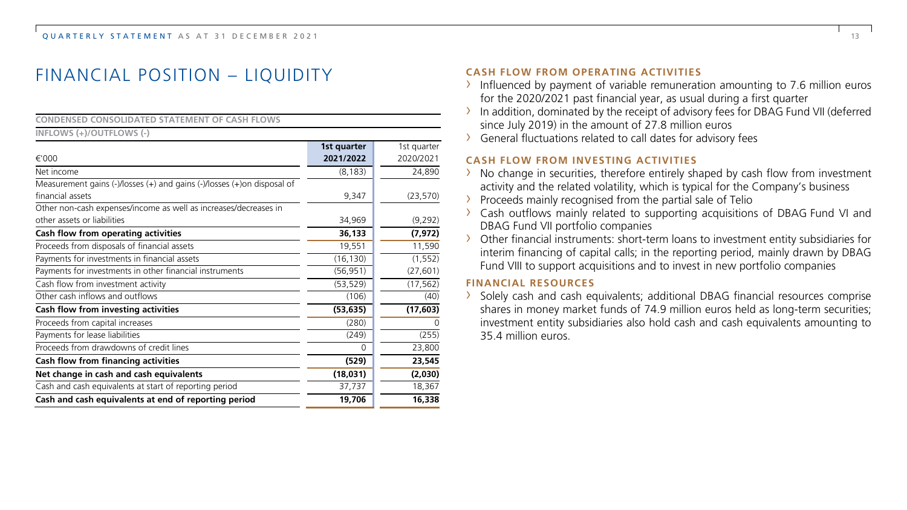# FINANCIAL POSITION – LIQUIDITY

**CONDENSED CONSOLIDATED STATEMENT OF CASH FLOWS**

**INFLOWS (+)/OUTFLOWS (-)**

| €'000 | 1st quarter 2021/2022 | 1st quarter 2020/2021 |
|---|---|---|
| Net income | (8,183) | 24,890 |
| Measurement gains (-)/losses (+) and gains (-)/losses (+)on disposal of financial assets | 9,347 | (23,570) |
| Other non-cash expenses/income as well as increases/decreases in other assets or liabilities | 34,969 | (9,292) |
| **Cash flow from operating activities** | **36,133** | **(7,972)** |
| Proceeds from disposals of financial assets | 19,551 | 11,590 |
| Payments for investments in financial assets | (16,130) | (1,552) |
| Payments for investments in other financial instruments | (56,951) | (27,601) |
| Cash flow from investment activity | (53,529) | (17,562) |
| Other cash inflows and outflows | (106) | (40) |
| **Cash flow from investing activities** | **(53,635)** | **(17,603)** |
| Proceeds from capital increases | (280) | 0 |
| Payments for lease liabilities | (249) | (255) |
| Proceeds from drawdowns of credit lines | 0 | 23,800 |
| **Cash flow from financing activities** | **(529)** | **23,545** |
| **Net change in cash and cash equivalents** | **(18,031)** | **(2,030)** |
| Cash and cash equivalents at start of reporting period | 37,737 | 18,367 |
| **Cash and cash equivalents at end of reporting period** | **19,706** | **16,338** |

### CASH FLOW FROM OPERATING ACTIVITIES

- Influenced by payment of variable remuneration amounting to 7.6 million euros for the 2020/2021 past financial year, as usual during a first quarter
- In addition, dominated by the receipt of advisory fees for DBAG Fund VII (deferred since July 2019) in the amount of 27.8 million euros
- General fluctuations related to call dates for advisory fees

### CASH FLOW FROM INVESTING ACTIVITIES

- No change in securities, therefore entirely shaped by cash flow from investment activity and the related volatility, which is typical for the Company's business
- Proceeds mainly recognised from the partial sale of Telio
- Cash outflows mainly related to supporting acquisitions of DBAG Fund VI and DBAG Fund VII portfolio companies
- Other financial instruments: short-term loans to investment entity subsidiaries for interim financing of capital calls; in the reporting period, mainly drawn by DBAG Fund VIII to support acquisitions and to invest in new portfolio companies

### FINANCIAL RESOURCES

- Solely cash and cash equivalents; additional DBAG financial resources comprise shares in money market funds of 74.9 million euros held as long-term securities; investment entity subsidiaries also hold cash and cash equivalents amounting to 35.4 million euros.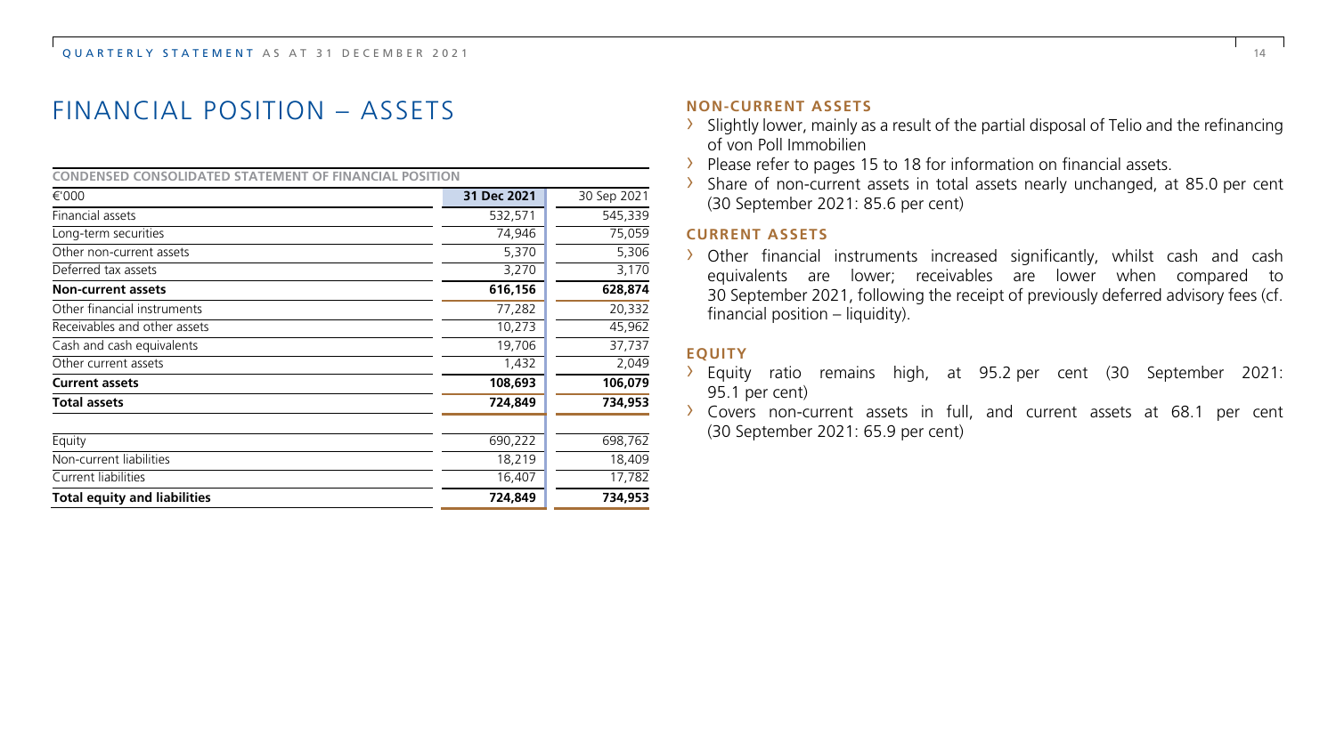# FINANCIAL POSITION – ASSETS

**CONDENSED CONSOLIDATED STATEMENT OF FINANCIAL POSITION**

| €'000 | 31 Dec 2021 | 30 Sep 2021 |
|---|---|---|
| Financial assets | 532,571 | 545,339 |
| Long-term securities | 74,946 | 75,059 |
| Other non-current assets | 5,370 | 5,306 |
| Deferred tax assets | 3,270 | 3,170 |
| **Non-current assets** | **616,156** | **628,874** |
| Other financial instruments | 77,282 | 20,332 |
| Receivables and other assets | 10,273 | 45,962 |
| Cash and cash equivalents | 19,706 | 37,737 |
| Other current assets | 1,432 | 2,049 |
| **Current assets** | **108,693** | **106,079** |
| **Total assets** | **724,849** | **734,953** |
| Equity | 690,222 | 698,762 |
| Non-current liabilities | 18,219 | 18,409 |
| Current liabilities | 16,407 | 17,782 |
| **Total equity and liabilities** | **724,849** | **734,953** |

### NON-CURRENT ASSETS

- Slightly lower, mainly as a result of the partial disposal of Telio and the refinancing of von Poll Immobilien
- Please refer to pages 15 to 18 for information on financial assets.
- Share of non-current assets in total assets nearly unchanged, at 85.0 per cent (30 September 2021: 85.6 per cent)

### CURRENT ASSETS

- Other financial instruments increased significantly, whilst cash and cash equivalents are lower; receivables are lower when compared to 30 September 2021, following the receipt of previously deferred advisory fees (cf. financial position – liquidity).

### EQUITY

- Equity ratio remains high, at 95.2 per cent (30 September 2021: 95.1 per cent)
- Covers non-current assets in full, and current assets at 68.1 per cent (30 September 2021: 65.9 per cent)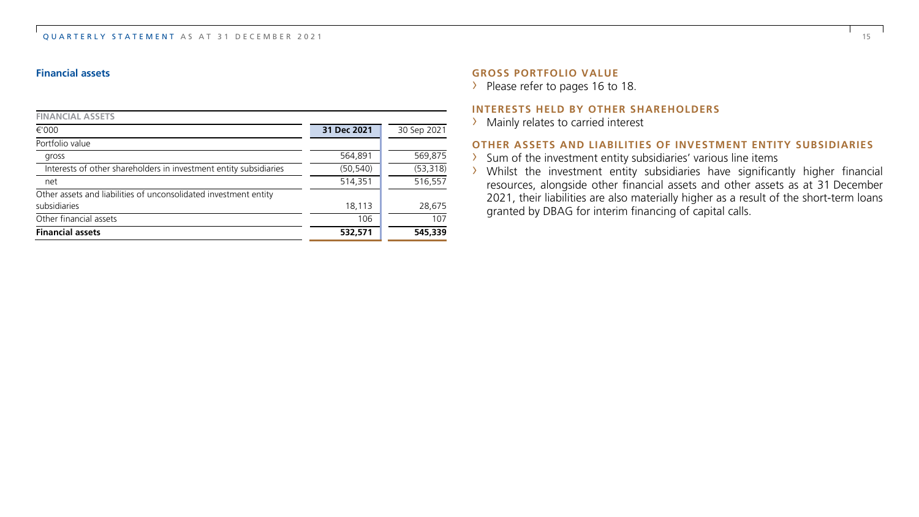## Financial assets

| FINANCIAL ASSETS | | |
|---|---|---|
| €'000 | 31 Dec 2021 | 30 Sep 2021 |
| Portfolio value | | |
| gross | 564,891 | 569,875 |
| Interests of other shareholders in investment entity subsidiaries | (50,540) | (53,318) |
| net | 514,351 | 516,557 |
| Other assets and liabilities of unconsolidated investment entity subsidiaries | 18,113 | 28,675 |
| Other financial assets | 106 | 107 |
| **Financial assets** | **532,571** | **545,339** |

### GROSS PORTFOLIO VALUE

- Please refer to pages 16 to 18.

### INTERESTS HELD BY OTHER SHAREHOLDERS

- Mainly relates to carried interest

### OTHER ASSETS AND LIABILITIES OF INVESTMENT ENTITY SUBSIDIARIES

- Sum of the investment entity subsidiaries' various line items
- Whilst the investment entity subsidiaries have significantly higher financial resources, alongside other financial assets and other assets as at 31 December 2021, their liabilities are also materially higher as a result of the short-term loans granted by DBAG for interim financing of capital calls.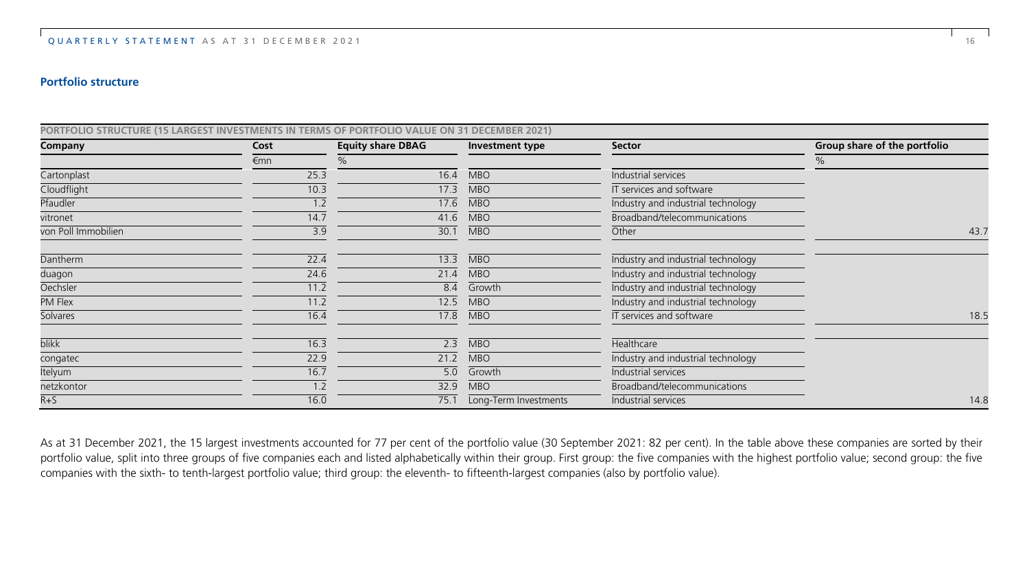## Portfolio structure

**PORTFOLIO STRUCTURE (15 LARGEST INVESTMENTS IN TERMS OF PORTFOLIO VALUE ON 31 DECEMBER 2021)**

| Company | Cost | Equity share DBAG | Investment type | Sector | Group share of the portfolio |
|---|---|---|---|---|---|
| | €mn | % | | | % |
| Cartonplast | 25.3 | 16.4 | MBO | Industrial services | |
| Cloudflight | 10.3 | 17.3 | MBO | IT services and software | |
| Pfaudler | 1.2 | 17.6 | MBO | Industry and industrial technology | |
| vitronet | 14.7 | 41.6 | MBO | Broadband/telecommunications | |
| von Poll Immobilien | 3.9 | 30.1 | MBO | Other | 43.7 |
| Dantherm | 22.4 | 13.3 | MBO | Industry and industrial technology | |
| duagon | 24.6 | 21.4 | MBO | Industry and industrial technology | |
| Oechsler | 11.2 | 8.4 | Growth | Industry and industrial technology | |
| PM Flex | 11.2 | 12.5 | MBO | Industry and industrial technology | |
| Solvares | 16.4 | 17.8 | MBO | IT services and software | 18.5 |
| blikk | 16.3 | 2.3 | MBO | Healthcare | |
| congatec | 22.9 | 21.2 | MBO | Industry and industrial technology | |
| Itelyum | 16.7 | 5.0 | Growth | Industrial services | |
| netzkontor | 1.2 | 32.9 | MBO | Broadband/telecommunications | |
| R+S | 16.0 | 75.1 | Long-Term Investments | Industrial services | 14.8 |

As at 31 December 2021, the 15 largest investments accounted for 77 per cent of the portfolio value (30 September 2021: 82 per cent). In the table above these companies are sorted by their portfolio value, split into three groups of five companies each and listed alphabetically within their group. First group: the five companies with the highest portfolio value; second group: the five companies with the sixth- to tenth-largest portfolio value; third group: the eleventh- to fifteenth-largest companies (also by portfolio value).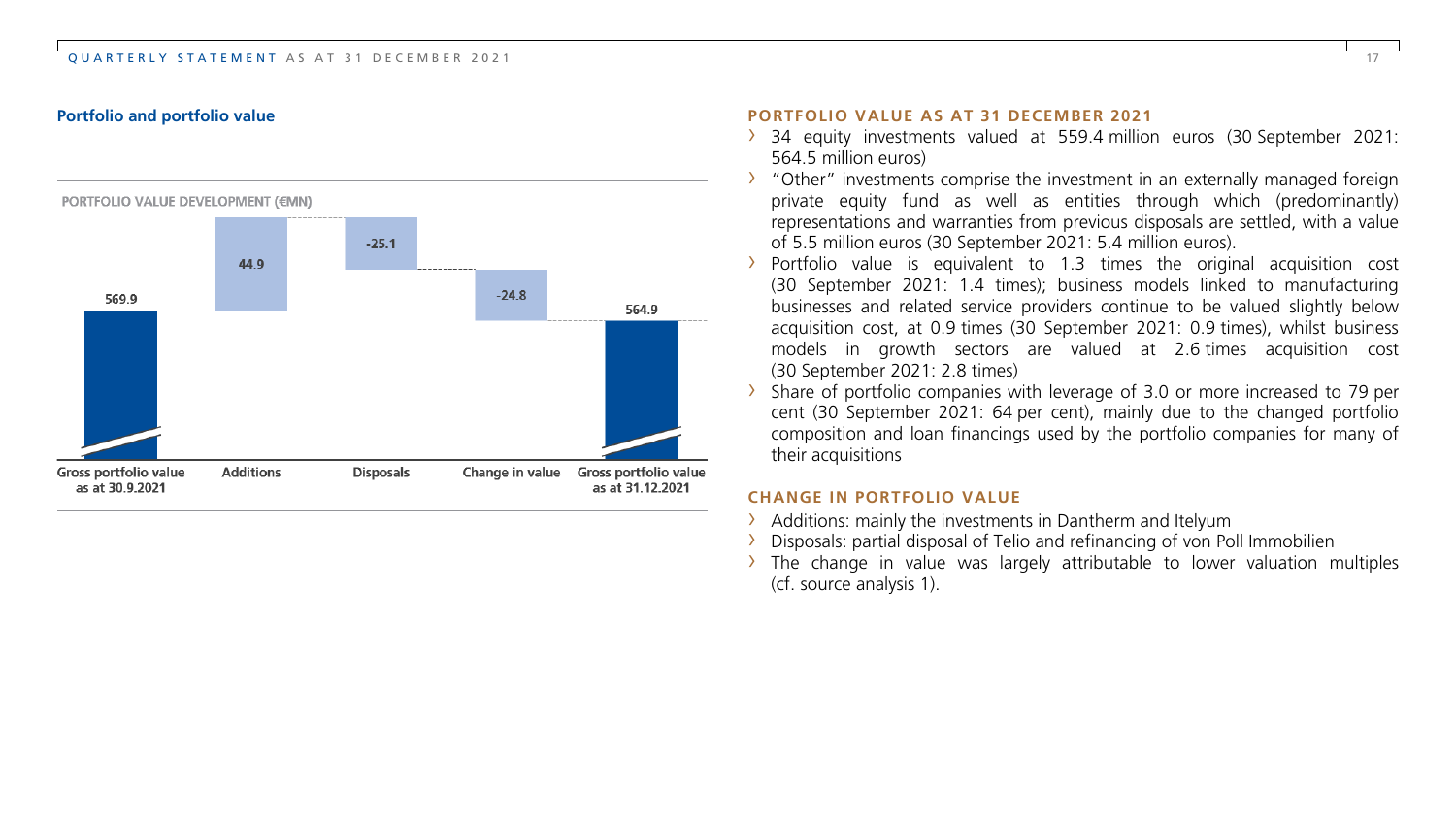## Portfolio and portfolio value

PORTFOLIO VALUE DEVELOPMENT (€MN)

| Gross portfolio value as at 30.9.2021 | Additions | Disposals | Change in value | Gross portfolio value as at 31.12.2021 |
|---|---|---|---|---|
| 569.9 | 44.9 | -25.1 | -24.8 | 564.9 |

### PORTFOLIO VALUE AS AT 31 DECEMBER 2021

- 34 equity investments valued at 559.4 million euros (30 September 2021: 564.5 million euros)
- "Other" investments comprise the investment in an externally managed foreign private equity fund as well as entities through which (predominantly) representations and warranties from previous disposals are settled, with a value of 5.5 million euros (30 September 2021: 5.4 million euros).
- Portfolio value is equivalent to 1.3 times the original acquisition cost (30 September 2021: 1.4 times); business models linked to manufacturing businesses and related service providers continue to be valued slightly below acquisition cost, at 0.9 times (30 September 2021: 0.9 times), whilst business models in growth sectors are valued at 2.6 times acquisition cost (30 September 2021: 2.8 times)
- Share of portfolio companies with leverage of 3.0 or more increased to 79 per cent (30 September 2021: 64 per cent), mainly due to the changed portfolio composition and loan financings used by the portfolio companies for many of their acquisitions

### CHANGE IN PORTFOLIO VALUE

- Additions: mainly the investments in Dantherm and Itelyum
- Disposals: partial disposal of Telio and refinancing of von Poll Immobilien
- The change in value was largely attributable to lower valuation multiples (cf. source analysis 1).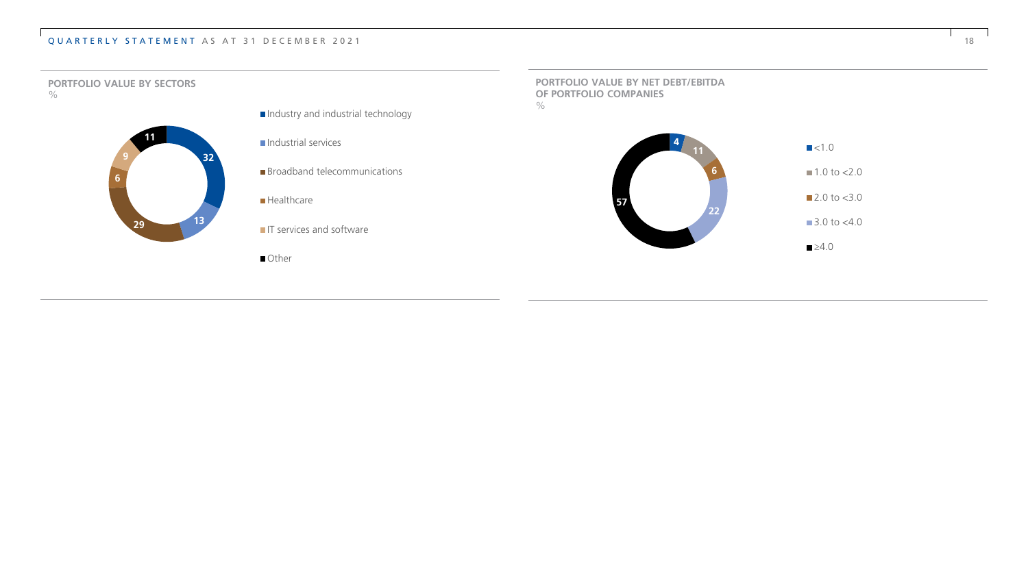## PORTFOLIO VALUE BY SECTORS

%

| Sector | % |
| --- | --- |
| Industry and industrial technology | 32 |
| Industrial services | 13 |
| Broadband telecommunications | 29 |
| Healthcare | 6 |
| IT services and software | 9 |
| Other | 11 |

## PORTFOLIO VALUE BY NET DEBT/EBITDA OF PORTFOLIO COMPANIES

%

| Net debt/EBITDA | % |
| --- | --- |
| <1.0 | 4 |
| 1.0 to <2.0 | 11 |
| 2.0 to <3.0 | 6 |
| 3.0 to <4.0 | 22 |
| ≥4.0 | 57 |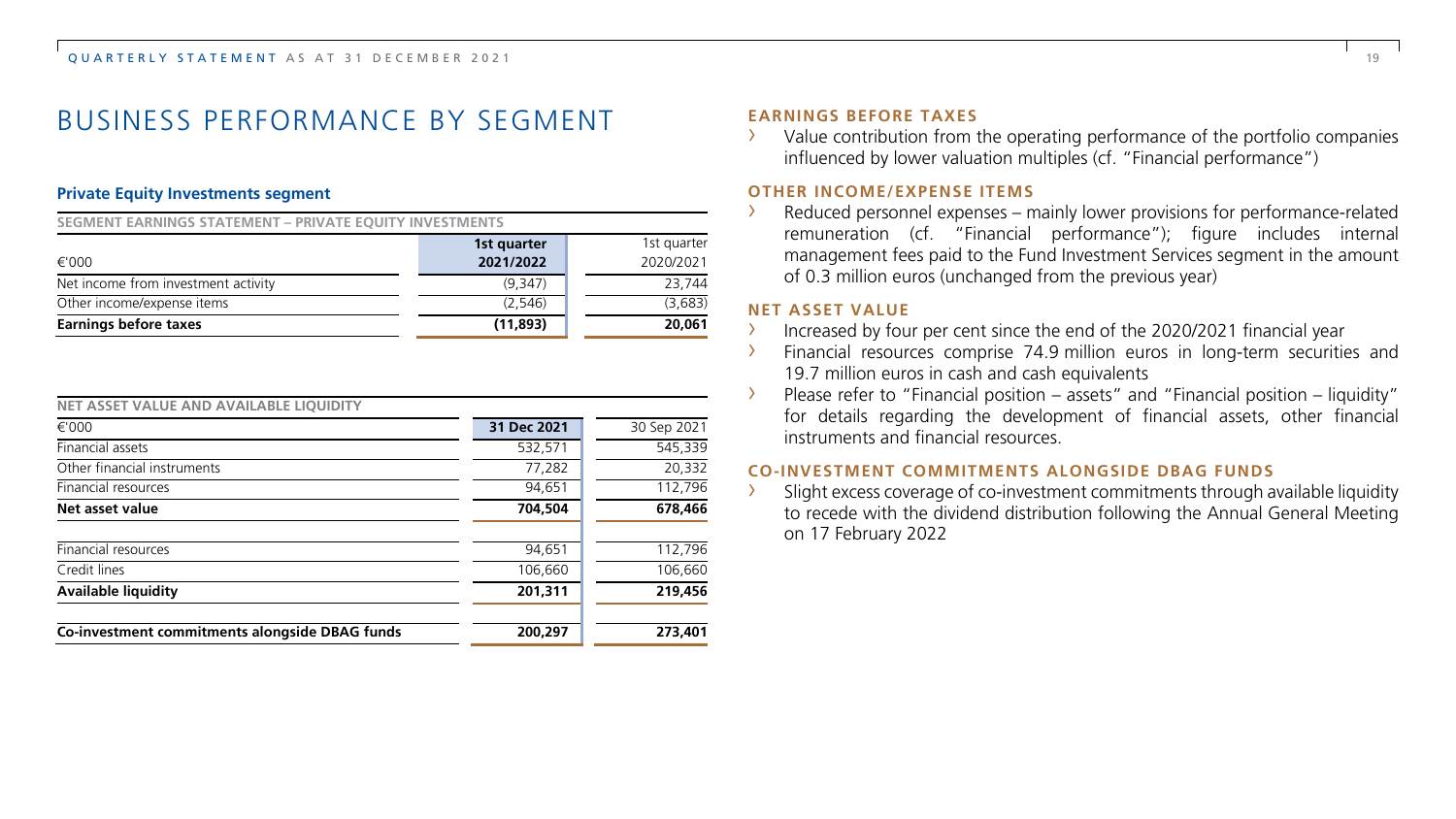# BUSINESS PERFORMANCE BY SEGMENT

### Private Equity Investments segment

**SEGMENT EARNINGS STATEMENT – PRIVATE EQUITY INVESTMENTS**

| €'000 | 1st quarter 2021/2022 | 1st quarter 2020/2021 |
|---|---|---|
| Net income from investment activity | (9,347) | 23,744 |
| Other income/expense items | (2,546) | (3,683) |
| **Earnings before taxes** | **(11,893)** | **20,061** |

**NET ASSET VALUE AND AVAILABLE LIQUIDITY**

| €'000 | 31 Dec 2021 | 30 Sep 2021 |
|---|---|---|
| Financial assets | 532,571 | 545,339 |
| Other financial instruments | 77,282 | 20,332 |
| Financial resources | 94,651 | 112,796 |
| **Net asset value** | **704,504** | **678,466** |
| | | |
| Financial resources | 94,651 | 112,796 |
| Credit lines | 106,660 | 106,660 |
| **Available liquidity** | **201,311** | **219,456** |
| | | |
| **Co-investment commitments alongside DBAG funds** | **200,297** | **273,401** |

#### EARNINGS BEFORE TAXES

- Value contribution from the operating performance of the portfolio companies influenced by lower valuation multiples (cf. "Financial performance")

#### OTHER INCOME/EXPENSE ITEMS

- Reduced personnel expenses – mainly lower provisions for performance-related remuneration (cf. "Financial performance"); figure includes internal management fees paid to the Fund Investment Services segment in the amount of 0.3 million euros (unchanged from the previous year)

#### NET ASSET VALUE

- Increased by four per cent since the end of the 2020/2021 financial year
- Financial resources comprise 74.9 million euros in long-term securities and 19.7 million euros in cash and cash equivalents
- Please refer to "Financial position – assets" and "Financial position – liquidity" for details regarding the development of financial assets, other financial instruments and financial resources.

#### CO-INVESTMENT COMMITMENTS ALONGSIDE DBAG FUNDS

- Slight excess coverage of co-investment commitments through available liquidity to recede with the dividend distribution following the Annual General Meeting on 17 February 2022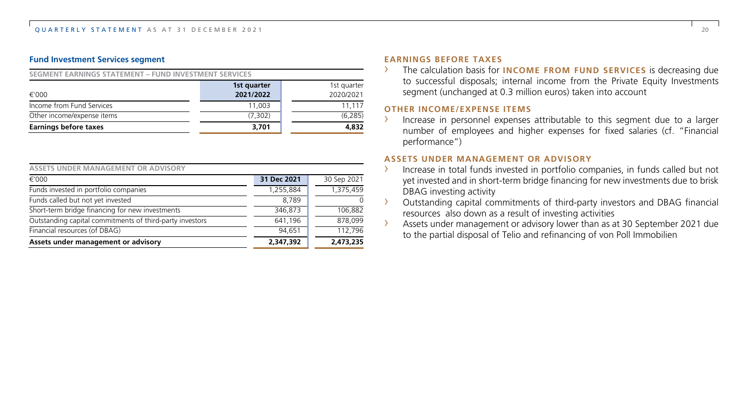## Fund Investment Services segment

**SEGMENT EARNINGS STATEMENT – FUND INVESTMENT SERVICES**

| €'000 | 1st quarter 2021/2022 | 1st quarter 2020/2021 |
|---|---|---|
| Income from Fund Services | 11,003 | 11,117 |
| Other income/expense items | (7,302) | (6,285) |
| **Earnings before taxes** | **3,701** | **4,832** |

**ASSETS UNDER MANAGEMENT OR ADVISORY**

| €'000 | 31 Dec 2021 | 30 Sep 2021 |
|---|---|---|
| Funds invested in portfolio companies | 1,255,884 | 1,375,459 |
| Funds called but not yet invested | 8,789 | 0 |
| Short-term bridge financing for new investments | 346,873 | 106,882 |
| Outstanding capital commitments of third-party investors | 641,196 | 878,099 |
| Financial resources (of DBAG) | 94,651 | 112,796 |
| **Assets under management or advisory** | **2,347,392** | **2,473,235** |

### EARNINGS BEFORE TAXES

- The calculation basis for **INCOME FROM FUND SERVICES** is decreasing due to successful disposals; internal income from the Private Equity Investments segment (unchanged at 0.3 million euros) taken into account

### OTHER INCOME/EXPENSE ITEMS

- Increase in personnel expenses attributable to this segment due to a larger number of employees and higher expenses for fixed salaries (cf. "Financial performance")

### ASSETS UNDER MANAGEMENT OR ADVISORY

- Increase in total funds invested in portfolio companies, in funds called but not yet invested and in short-term bridge financing for new investments due to brisk DBAG investing activity
- Outstanding capital commitments of third-party investors and DBAG financial resources also down as a result of investing activities
- Assets under management or advisory lower than as at 30 September 2021 due to the partial disposal of Telio and refinancing of von Poll Immobilien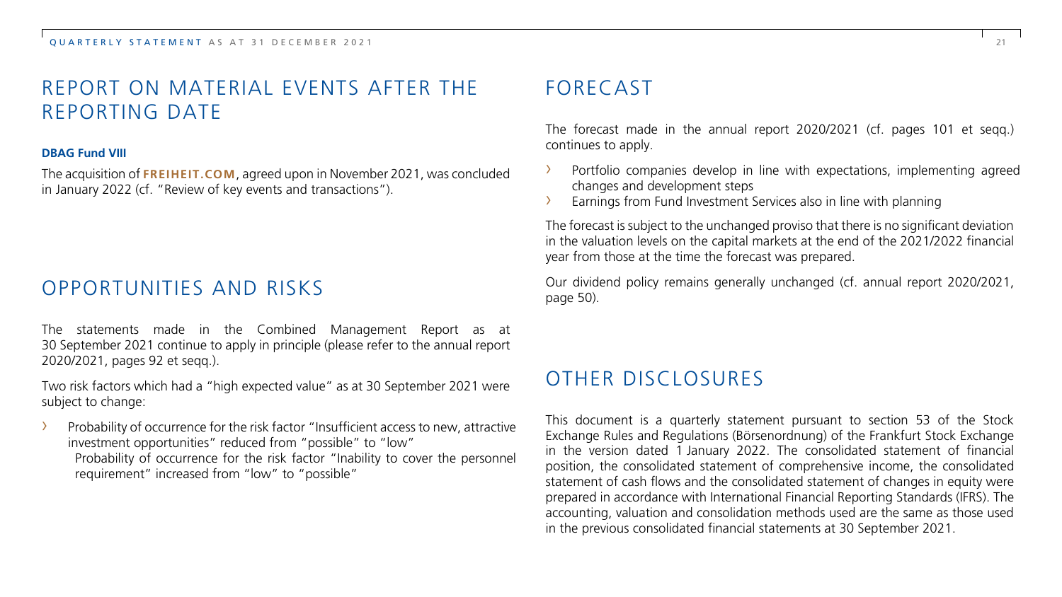## REPORT ON MATERIAL EVENTS AFTER THE REPORTING DATE

**DBAG Fund VIII**

The acquisition of **FREIHEIT.COM**, agreed upon in November 2021, was concluded in January 2022 (cf. "Review of key events and transactions").

## OPPORTUNITIES AND RISKS

The statements made in the Combined Management Report as at 30 September 2021 continue to apply in principle (please refer to the annual report 2020/2021, pages 92 et seqq.).

Two risk factors which had a "high expected value" as at 30 September 2021 were subject to change:

- Probability of occurrence for the risk factor "Insufficient access to new, attractive investment opportunities" reduced from "possible" to "low"
  Probability of occurrence for the risk factor "Inability to cover the personnel requirement" increased from "low" to "possible"

## FORECAST

The forecast made in the annual report 2020/2021 (cf. pages 101 et seqq.) continues to apply.

- Portfolio companies develop in line with expectations, implementing agreed changes and development steps
- Earnings from Fund Investment Services also in line with planning

The forecast is subject to the unchanged proviso that there is no significant deviation in the valuation levels on the capital markets at the end of the 2021/2022 financial year from those at the time the forecast was prepared.

Our dividend policy remains generally unchanged (cf. annual report 2020/2021, page 50).

## OTHER DISCLOSURES

This document is a quarterly statement pursuant to section 53 of the Stock Exchange Rules and Regulations (Börsenordnung) of the Frankfurt Stock Exchange in the version dated 1 January 2022. The consolidated statement of financial position, the consolidated statement of comprehensive income, the consolidated statement of cash flows and the consolidated statement of changes in equity were prepared in accordance with International Financial Reporting Standards (IFRS). The accounting, valuation and consolidation methods used are the same as those used in the previous consolidated financial statements at 30 September 2021.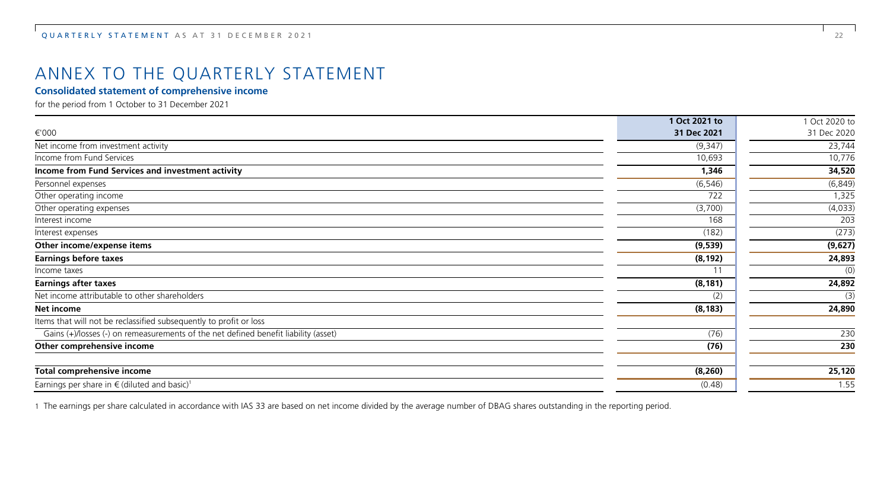# ANNEX TO THE QUARTERLY STATEMENT

### Consolidated statement of comprehensive income

for the period from 1 October to 31 December 2021

| €'000 | **1 Oct 2021 to 31 Dec 2021** | 1 Oct 2020 to 31 Dec 2020 |
|---|---|---|
| Net income from investment activity | (9,347) | 23,744 |
| Income from Fund Services | 10,693 | 10,776 |
| **Income from Fund Services and investment activity** | **1,346** | **34,520** |
| Personnel expenses | (6,546) | (6,849) |
| Other operating income | 722 | 1,325 |
| Other operating expenses | (3,700) | (4,033) |
| Interest income | 168 | 203 |
| Interest expenses | (182) | (273) |
| **Other income/expense items** | **(9,539)** | **(9,627)** |
| **Earnings before taxes** | **(8,192)** | **24,893** |
| Income taxes | 11 | (0) |
| **Earnings after taxes** | **(8,181)** | **24,892** |
| Net income attributable to other shareholders | (2) | (3) |
| **Net income** | **(8,183)** | **24,890** |
| Items that will not be reclassified subsequently to profit or loss | | |
| Gains (+)/losses (-) on remeasurements of the net defined benefit liability (asset) | (76) | 230 |
| **Other comprehensive income** | **(76)** | **230** |
| | | |
| **Total comprehensive income** | **(8,260)** | **25,120** |
| Earnings per share in € (diluted and basic)[1] | (0.48) | 1.55 |

1 The earnings per share calculated in accordance with IAS 33 are based on net income divided by the average number of DBAG shares outstanding in the reporting period.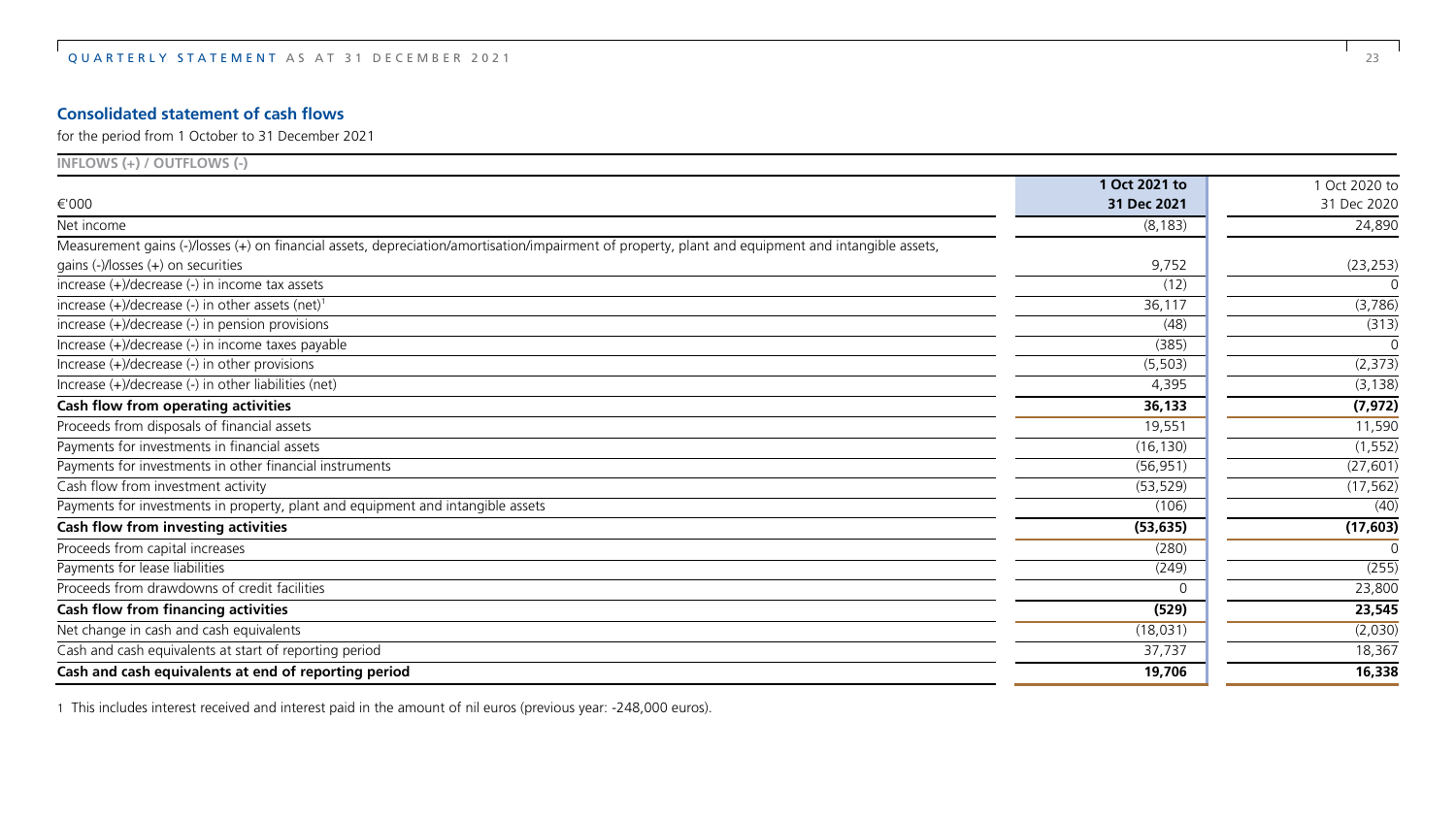## Consolidated statement of cash flows

for the period from 1 October to 31 December 2021

**INFLOWS (+) / OUTFLOWS (-)**

| €'000 | 1 Oct 2021 to 31 Dec 2021 | 1 Oct 2020 to 31 Dec 2020 |
|---|---|---|
| Net income | (8,183) | 24,890 |
| Measurement gains (-)/losses (+) on financial assets, depreciation/amortisation/impairment of property, plant and equipment and intangible assets, gains (-)/losses (+) on securities | 9,752 | (23,253) |
| increase (+)/decrease (-) in income tax assets | (12) | 0 |
| increase (+)/decrease (-) in other assets (net)[1] | 36,117 | (3,786) |
| increase (+)/decrease (-) in pension provisions | (48) | (313) |
| Increase (+)/decrease (-) in income taxes payable | (385) | 0 |
| Increase (+)/decrease (-) in other provisions | (5,503) | (2,373) |
| Increase (+)/decrease (-) in other liabilities (net) | 4,395 | (3,138) |
| **Cash flow from operating activities** | **36,133** | **(7,972)** |
| Proceeds from disposals of financial assets | 19,551 | 11,590 |
| Payments for investments in financial assets | (16,130) | (1,552) |
| Payments for investments in other financial instruments | (56,951) | (27,601) |
| Cash flow from investment activity | (53,529) | (17,562) |
| Payments for investments in property, plant and equipment and intangible assets | (106) | (40) |
| **Cash flow from investing activities** | **(53,635)** | **(17,603)** |
| Proceeds from capital increases | (280) | 0 |
| Payments for lease liabilities | (249) | (255) |
| Proceeds from drawdowns of credit facilities | 0 | 23,800 |
| **Cash flow from financing activities** | **(529)** | **23,545** |
| Net change in cash and cash equivalents | (18,031) | (2,030) |
| Cash and cash equivalents at start of reporting period | 37,737 | 18,367 |
| **Cash and cash equivalents at end of reporting period** | **19,706** | **16,338** |

1 This includes interest received and interest paid in the amount of nil euros (previous year: -248,000 euros).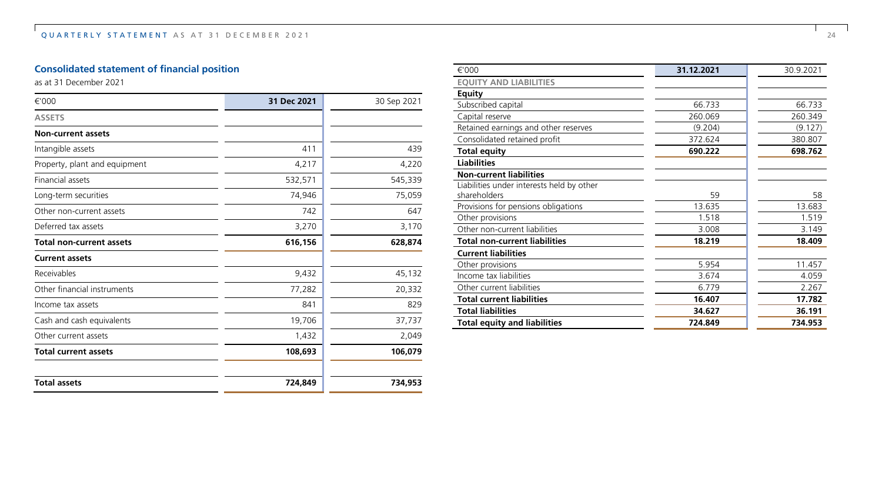## Consolidated statement of financial position

as at 31 December 2021

| €'000 | 31 Dec 2021 | 30 Sep 2021 |
|---|---|---|
| **ASSETS** | | |
| **Non-current assets** | | |
| Intangible assets | 411 | 439 |
| Property, plant and equipment | 4,217 | 4,220 |
| Financial assets | 532,571 | 545,339 |
| Long-term securities | 74,946 | 75,059 |
| Other non-current assets | 742 | 647 |
| Deferred tax assets | 3,270 | 3,170 |
| **Total non-current assets** | **616,156** | **628,874** |
| **Current assets** | | |
| Receivables | 9,432 | 45,132 |
| Other financial instruments | 77,282 | 20,332 |
| Income tax assets | 841 | 829 |
| Cash and cash equivalents | 19,706 | 37,737 |
| Other current assets | 1,432 | 2,049 |
| **Total current assets** | **108,693** | **106,079** |
| **Total assets** | **724,849** | **734,953** |

| €'000 | 31.12.2021 | 30.9.2021 |
|---|---|---|
| **EQUITY AND LIABILITIES** | | |
| **Equity** | | |
| Subscribed capital | 66.733 | 66.733 |
| Capital reserve | 260.069 | 260.349 |
| Retained earnings and other reserves | (9.204) | (9.127) |
| Consolidated retained profit | 372.624 | 380.807 |
| **Total equity** | **690.222** | **698.762** |
| **Liabilities** | | |
| **Non-current liabilities** | | |
| Liabilities under interests held by other shareholders | 59 | 58 |
| Provisions for pensions obligations | 13.635 | 13.683 |
| Other provisions | 1.518 | 1.519 |
| Other non-current liabilities | 3.008 | 3.149 |
| **Total non-current liabilities** | **18.219** | **18.409** |
| **Current liabilities** | | |
| Other provisions | 5.954 | 11.457 |
| Income tax liabilities | 3.674 | 4.059 |
| Other current liabilities | 6.779 | 2.267 |
| **Total current liabilities** | **16.407** | **17.782** |
| **Total liabilities** | **34.627** | **36.191** |
| **Total equity and liabilities** | **724.849** | **734.953** |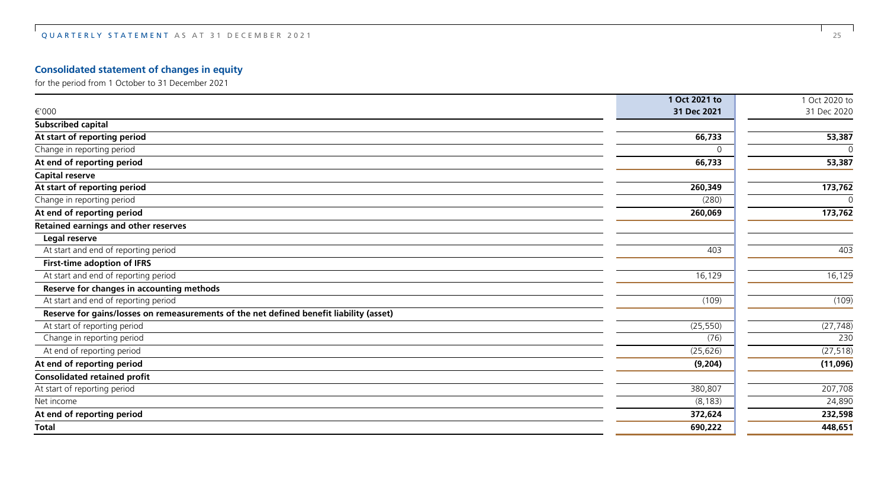## Consolidated statement of changes in equity

for the period from 1 October to 31 December 2021

| €'000 | 1 Oct 2021 to 31 Dec 2021 | 1 Oct 2020 to 31 Dec 2020 |
|---|---|---|
| **Subscribed capital** | | |
| **At start of reporting period** | **66,733** | **53,387** |
| Change in reporting period | 0 | 0 |
| **At end of reporting period** | **66,733** | **53,387** |
| **Capital reserve** | | |
| **At start of reporting period** | **260,349** | **173,762** |
| Change in reporting period | (280) | 0 |
| **At end of reporting period** | **260,069** | **173,762** |
| **Retained earnings and other reserves** | | |
| **Legal reserve** | | |
| At start and end of reporting period | 403 | 403 |
| **First-time adoption of IFRS** | | |
| At start and end of reporting period | 16,129 | 16,129 |
| **Reserve for changes in accounting methods** | | |
| At start and end of reporting period | (109) | (109) |
| **Reserve for gains/losses on remeasurements of the net defined benefit liability (asset)** | | |
| At start of reporting period | (25,550) | (27,748) |
| Change in reporting period | (76) | 230 |
| At end of reporting period | (25,626) | (27,518) |
| **At end of reporting period** | **(9,204)** | **(11,096)** |
| **Consolidated retained profit** | | |
| At start of reporting period | 380,807 | 207,708 |
| Net income | (8,183) | 24,890 |
| **At end of reporting period** | **372,624** | **232,598** |
| **Total** | **690,222** | **448,651** |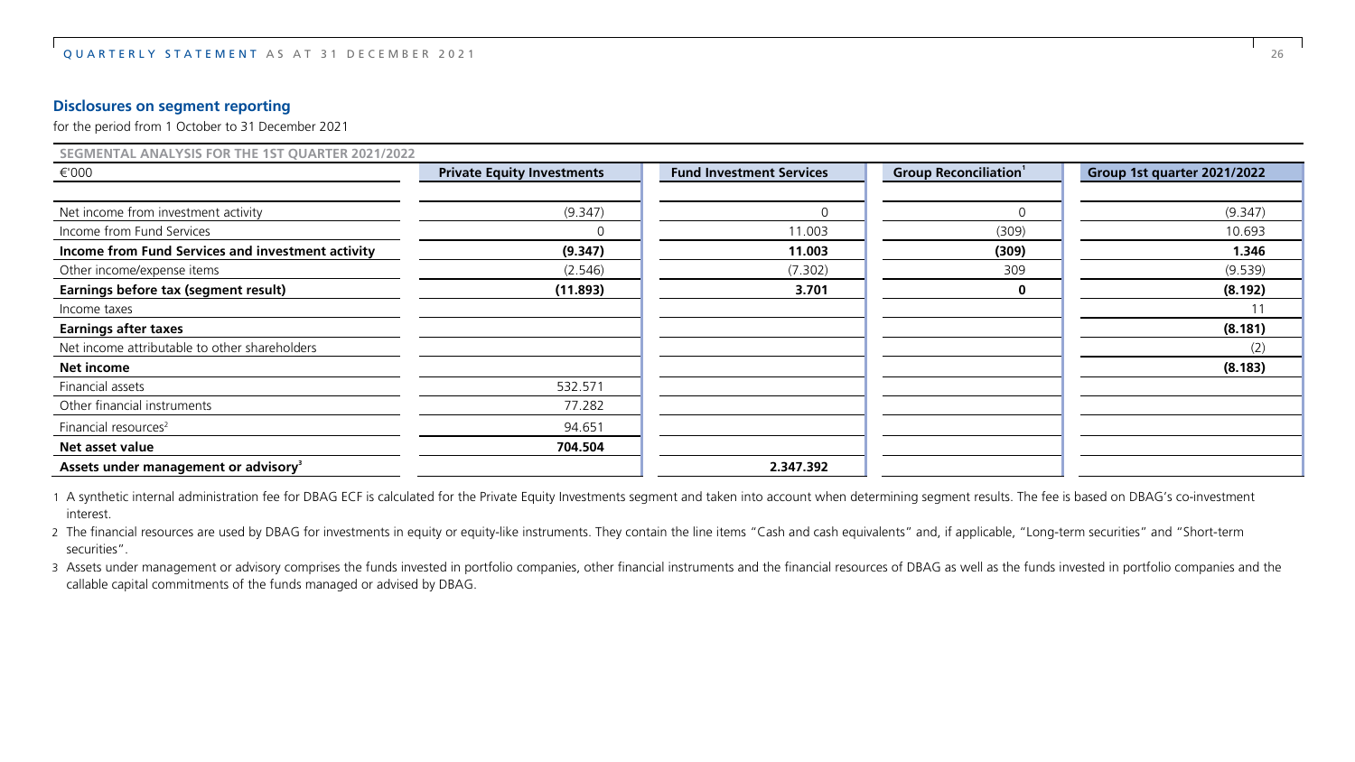## Disclosures on segment reporting

for the period from 1 October to 31 December 2021

**SEGMENTAL ANALYSIS FOR THE 1ST QUARTER 2021/2022**

| €'000 | Private Equity Investments | Fund Investment Services | Group Reconciliation[1] | Group 1st quarter 2021/2022 |
|---|---|---|---|---|
| Net income from investment activity | (9.347) | 0 | 0 | (9.347) |
| Income from Fund Services | 0 | 11.003 | (309) | 10.693 |
| **Income from Fund Services and investment activity** | **(9.347)** | **11.003** | **(309)** | **1.346** |
| Other income/expense items | (2.546) | (7.302) | 309 | (9.539) |
| **Earnings before tax (segment result)** | **(11.893)** | **3.701** | **0** | **(8.192)** |
| Income taxes | | | | 11 |
| **Earnings after taxes** | | | | **(8.181)** |
| Net income attributable to other shareholders | | | | (2) |
| **Net income** | | | | **(8.183)** |
| Financial assets | 532.571 | | | |
| Other financial instruments | 77.282 | | | |
| Financial resources[2] | 94.651 | | | |
| **Net asset value** | **704.504** | | | |
| **Assets under management or advisory[3]** | | **2.347.392** | | |

1 A synthetic internal administration fee for DBAG ECF is calculated for the Private Equity Investments segment and taken into account when determining segment results. The fee is based on DBAG's co-investment interest.

2 The financial resources are used by DBAG for investments in equity or equity-like instruments. They contain the line items "Cash and cash equivalents" and, if applicable, "Long-term securities" and "Short-term securities".

3 Assets under management or advisory comprises the funds invested in portfolio companies, other financial instruments and the financial resources of DBAG as well as the funds invested in portfolio companies and the callable capital commitments of the funds managed or advised by DBAG.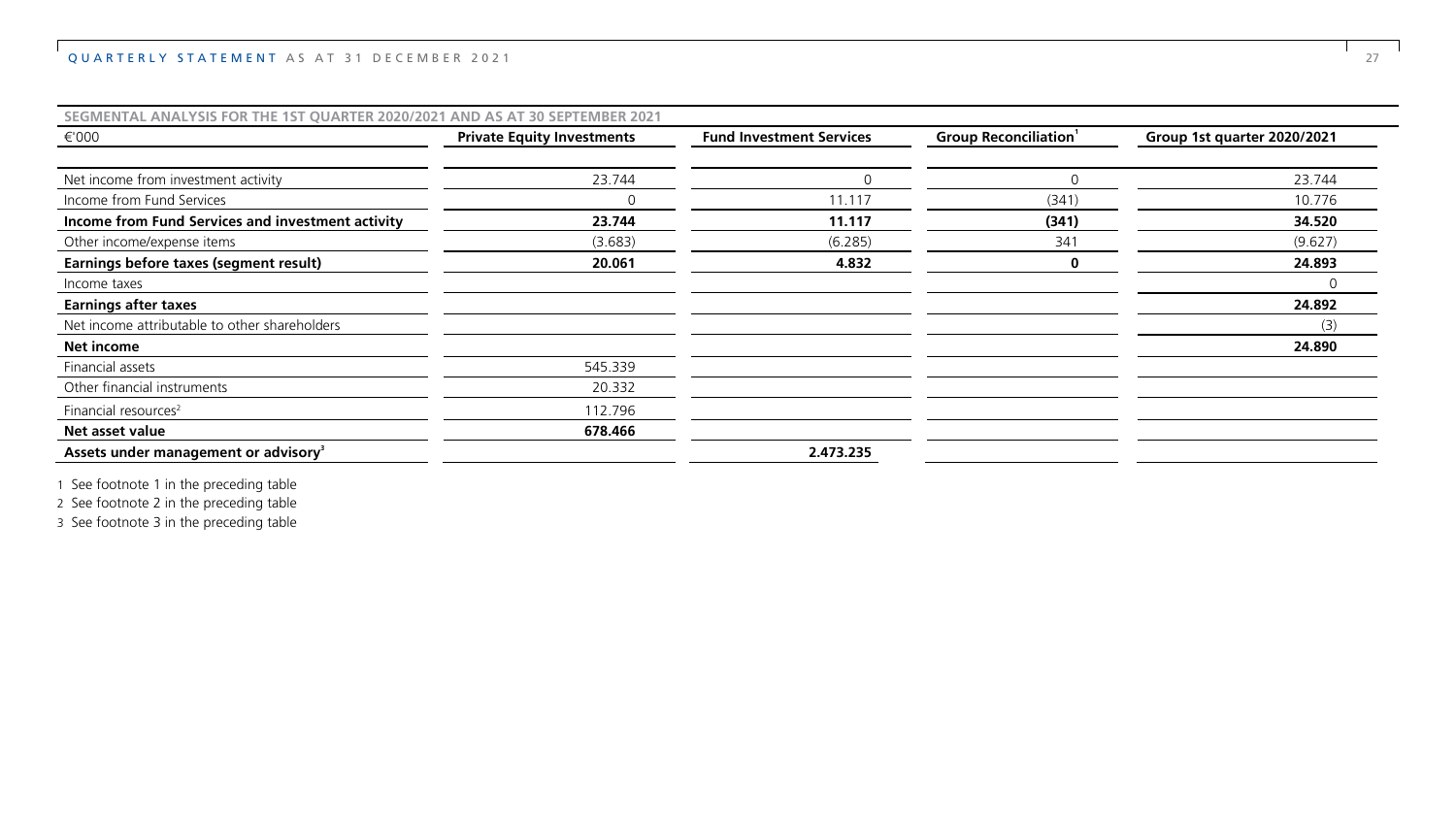## SEGMENTAL ANALYSIS FOR THE 1ST QUARTER 2020/2021 AND AS AT 30 SEPTEMBER 2021

| €'000 | Private Equity Investments | Fund Investment Services | Group Reconciliation[1] | Group 1st quarter 2020/2021 |
|---|---|---|---|---|
| Net income from investment activity | 23.744 | 0 | 0 | 23.744 |
| Income from Fund Services | 0 | 11.117 | (341) | 10.776 |
| **Income from Fund Services and investment activity** | **23.744** | **11.117** | **(341)** | **34.520** |
| Other income/expense items | (3.683) | (6.285) | 341 | (9.627) |
| **Earnings before taxes (segment result)** | **20.061** | **4.832** | **0** | **24.893** |
| Income taxes | | | | 0 |
| **Earnings after taxes** | | | | **24.892** |
| Net income attributable to other shareholders | | | | (3) |
| **Net income** | | | | **24.890** |
| Financial assets | 545.339 | | | |
| Other financial instruments | 20.332 | | | |
| Financial resources[2] | 112.796 | | | |
| **Net asset value** | **678.466** | | | |
| **Assets under management or advisory[3]** | | **2.473.235** | | |

1 See footnote 1 in the preceding table
2 See footnote 2 in the preceding table
3 See footnote 3 in the preceding table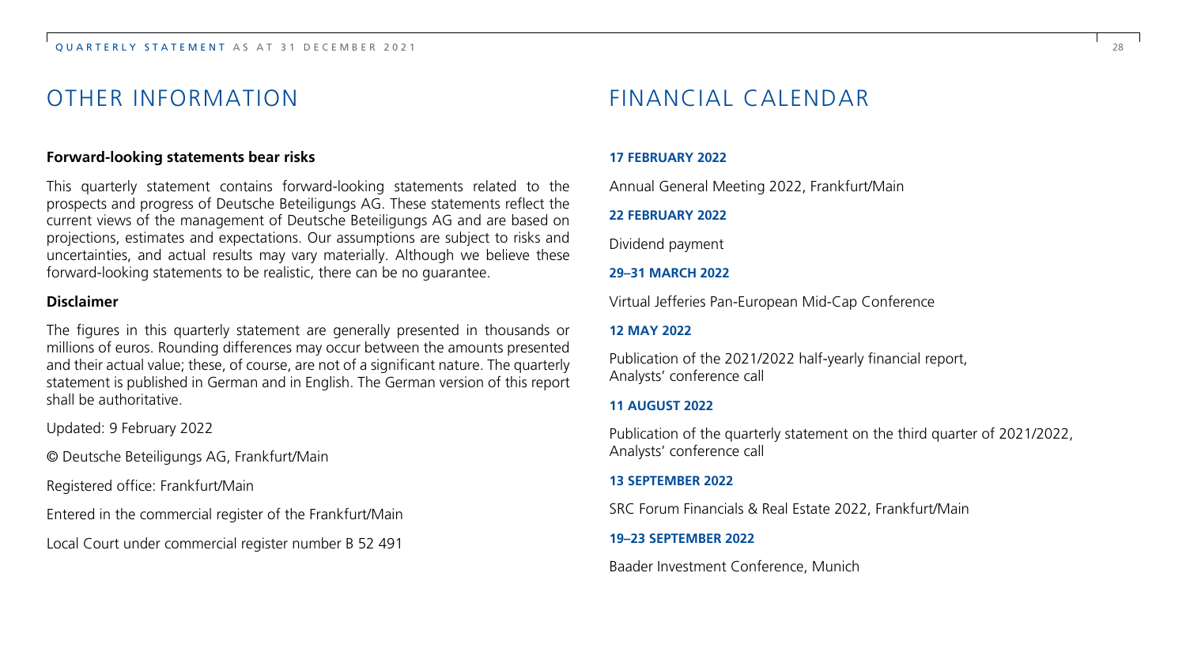# OTHER INFORMATION

**Forward-looking statements bear risks**

This quarterly statement contains forward-looking statements related to the prospects and progress of Deutsche Beteiligungs AG. These statements reflect the current views of the management of Deutsche Beteiligungs AG and are based on projections, estimates and expectations. Our assumptions are subject to risks and uncertainties, and actual results may vary materially. Although we believe these forward-looking statements to be realistic, there can be no guarantee.

**Disclaimer**

The figures in this quarterly statement are generally presented in thousands or millions of euros. Rounding differences may occur between the amounts presented and their actual value; these, of course, are not of a significant nature. The quarterly statement is published in German and in English. The German version of this report shall be authoritative.

Updated: 9 February 2022

© Deutsche Beteiligungs AG, Frankfurt/Main

Registered office: Frankfurt/Main

Entered in the commercial register of the Frankfurt/Main

Local Court under commercial register number B 52 491

# FINANCIAL CALENDAR

**17 FEBRUARY 2022**

Annual General Meeting 2022, Frankfurt/Main

**22 FEBRUARY 2022**

Dividend payment

**29–31 MARCH 2022**

Virtual Jefferies Pan-European Mid-Cap Conference

**12 MAY 2022**

Publication of the 2021/2022 half-yearly financial report, Analysts' conference call

**11 AUGUST 2022**

Publication of the quarterly statement on the third quarter of 2021/2022, Analysts' conference call

**13 SEPTEMBER 2022**

SRC Forum Financials & Real Estate 2022, Frankfurt/Main

**19–23 SEPTEMBER 2022**

Baader Investment Conference, Munich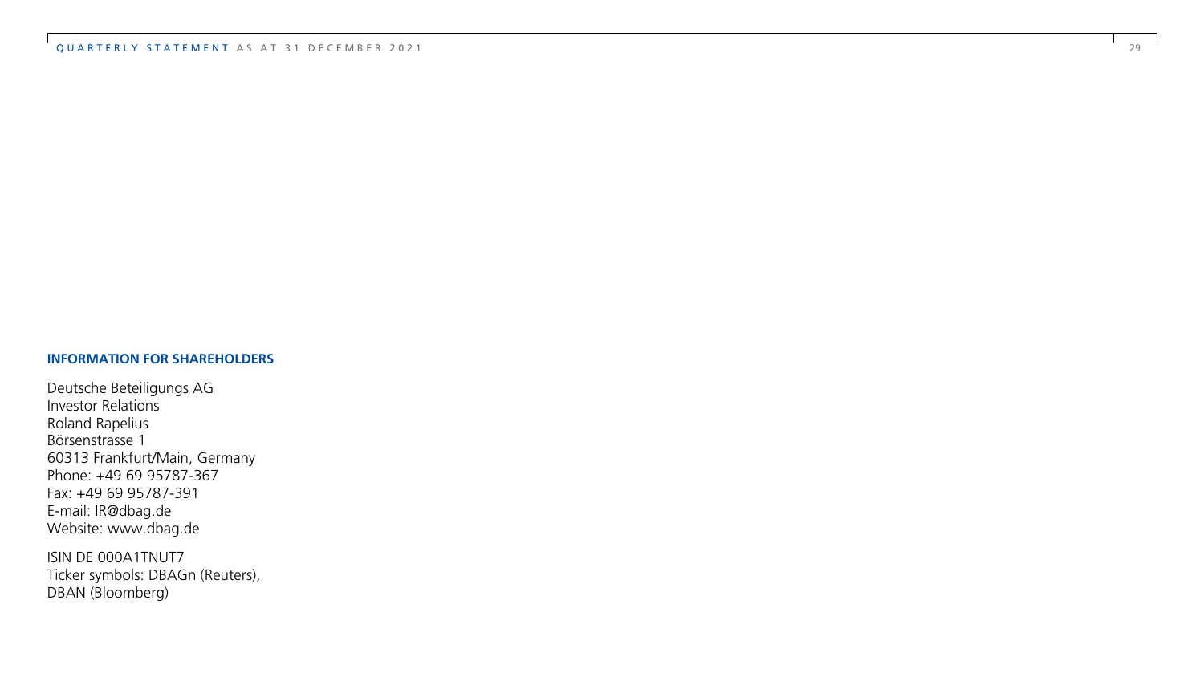**INFORMATION FOR SHAREHOLDERS**

Deutsche Beteiligungs AG  
Investor Relations  
Roland Rapelius  
Börsenstrasse 1  
60313 Frankfurt/Main, Germany  
Phone: +49 69 95787-367  
Fax: +49 69 95787-391  
E-mail: IR@dbag.de  
Website: www.dbag.de

ISIN DE 000A1TNUT7  
Ticker symbols: DBAGn (Reuters),  
DBAN (Bloomberg)